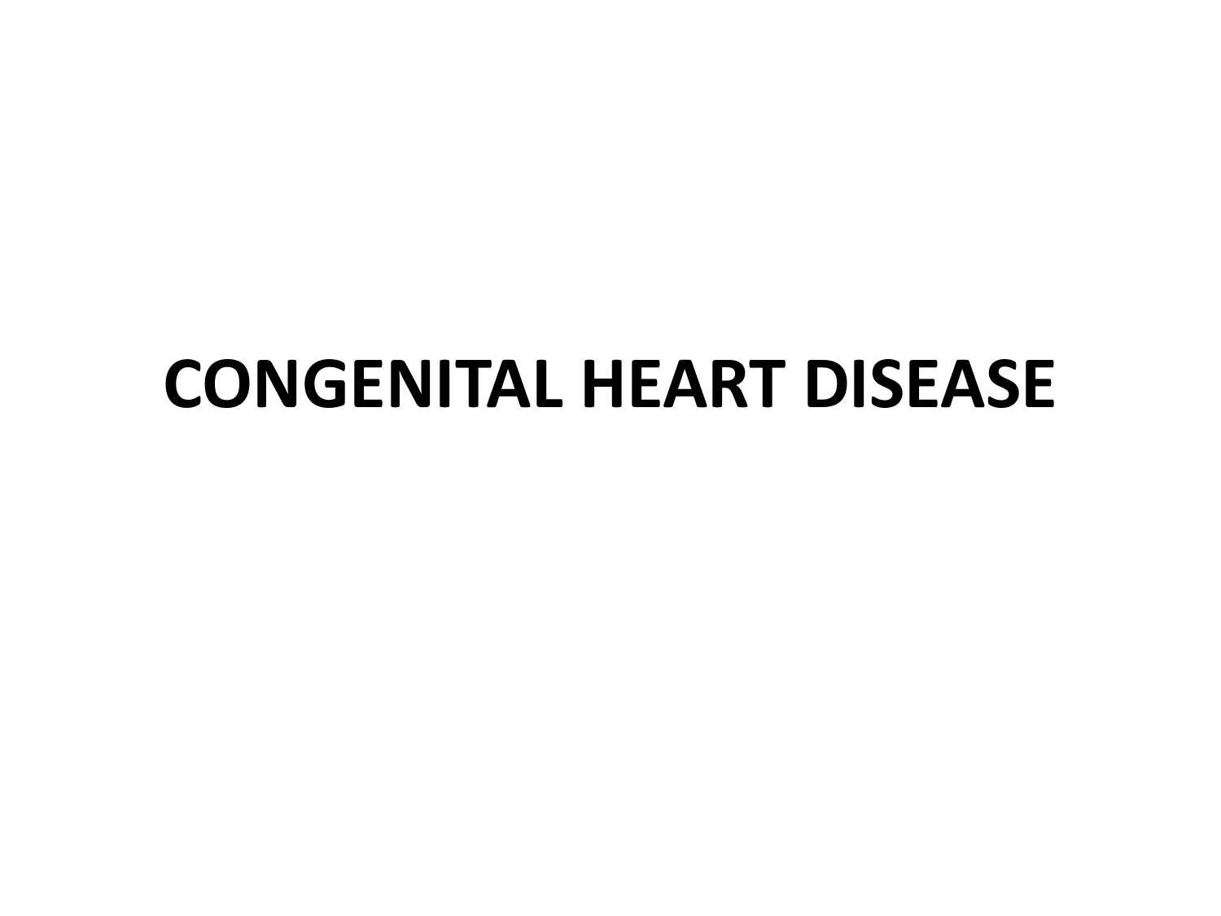# CONGENITAL HEART DISEASE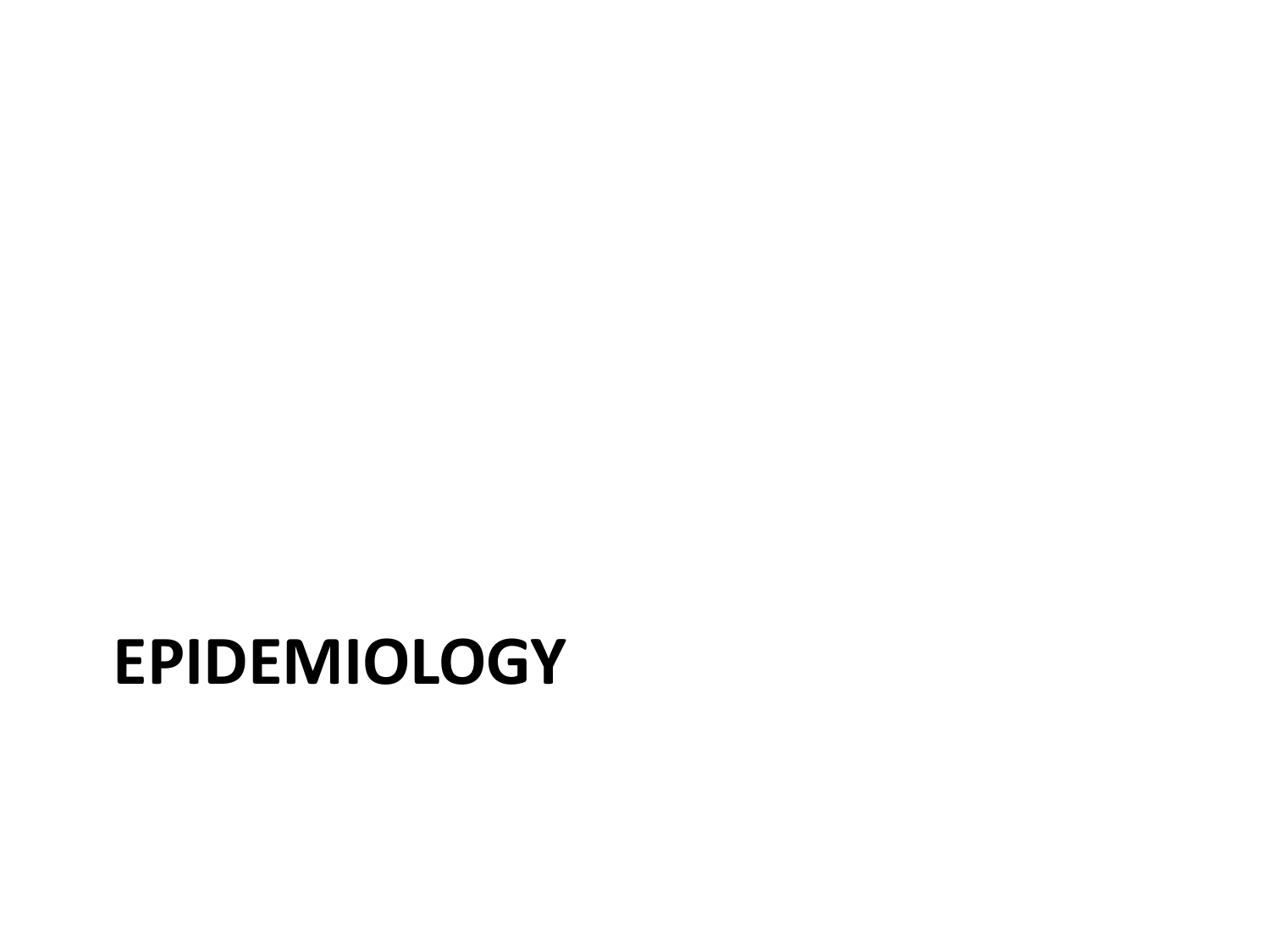# EPIDEMIOLOGY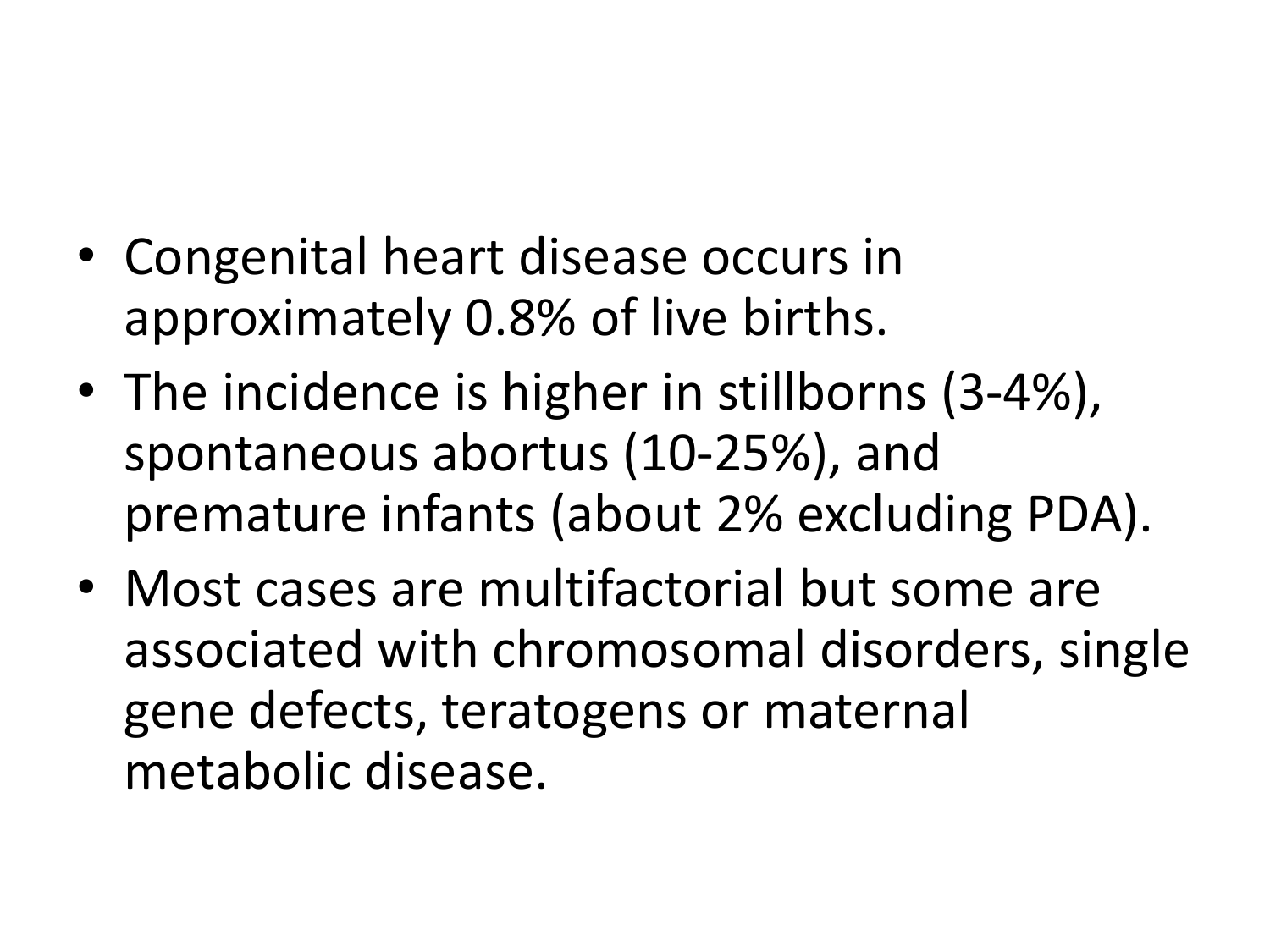- Congenital heart disease occurs in approximately 0.8% of live births.
- The incidence is higher in stillborns (3-4%), spontaneous abortus (10-25%), and premature infants (about 2% excluding PDA).
- Most cases are multifactorial but some are associated with chromosomal disorders, single gene defects, teratogens or maternal metabolic disease.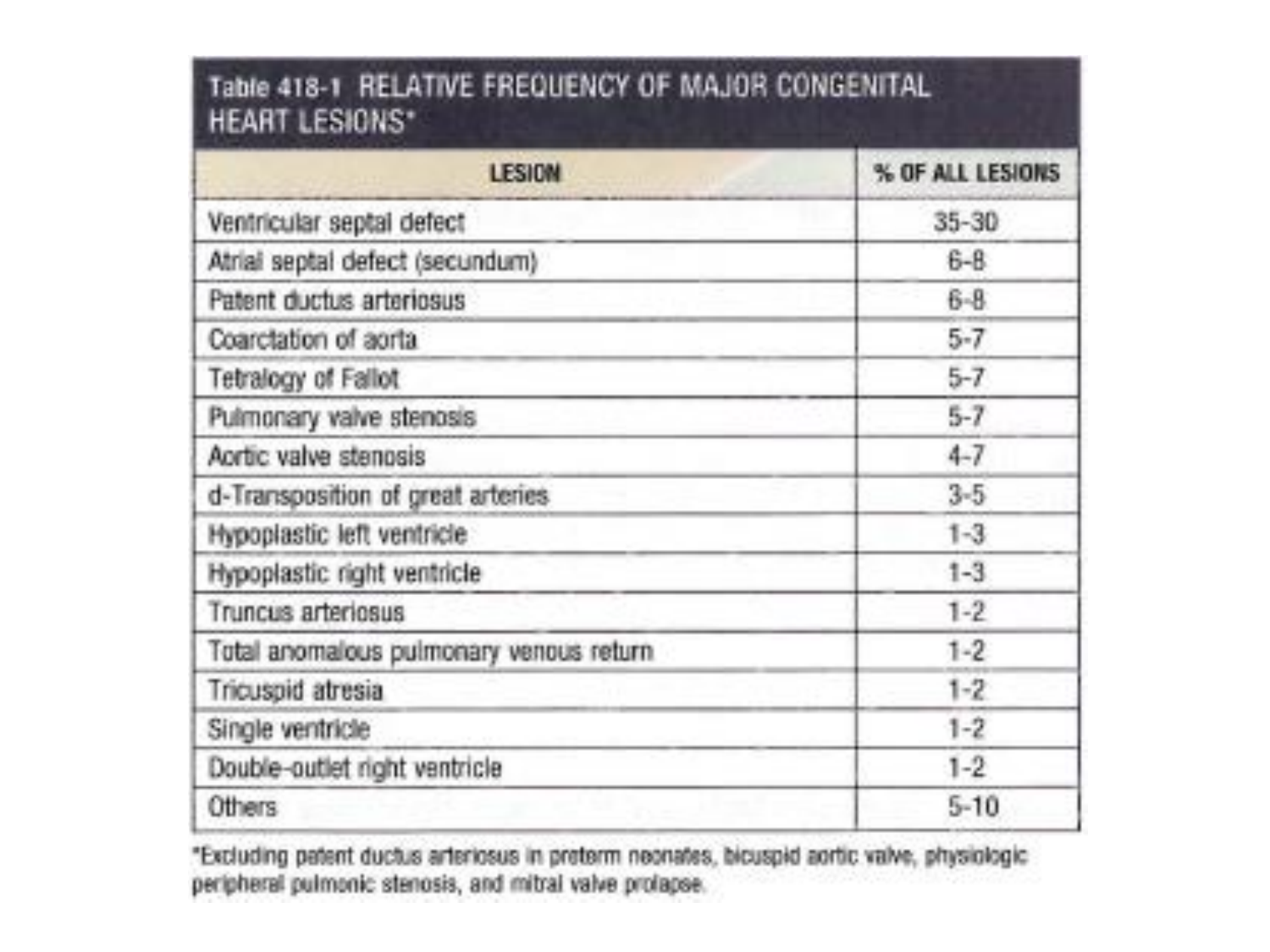**Table 418-1 RELATIVE FREQUENCY OF MAJOR CONGENITAL HEART LESIONS***

| LESION | % OF ALL LESIONS |
|---|---|
| Ventricular septal defect | 35-30 |
| Atrial septal defect (secundum) | 6-8 |
| Patent ductus arteriosus | 6-8 |
| Coarctation of aorta | 5-7 |
| Tetralogy of Fallot | 5-7 |
| Pulmonary valve stenosis | 5-7 |
| Aortic valve stenosis | 4-7 |
| d-Transposition of great arteries | 3-5 |
| Hypoplastic left ventricle | 1-3 |
| Hypoplastic right ventricle | 1-3 |
| Truncus arteriosus | 1-2 |
| Total anomalous pulmonary venous return | 1-2 |
| Tricuspid atresia | 1-2 |
| Single ventricle | 1-2 |
| Double-outlet right ventricle | 1-2 |
| Others | 5-10 |

*Excluding patent ductus arteriosus in preterm neonates, bicuspid aortic valve, physiologic peripheral pulmonic stenosis, and mitral valve prolapse.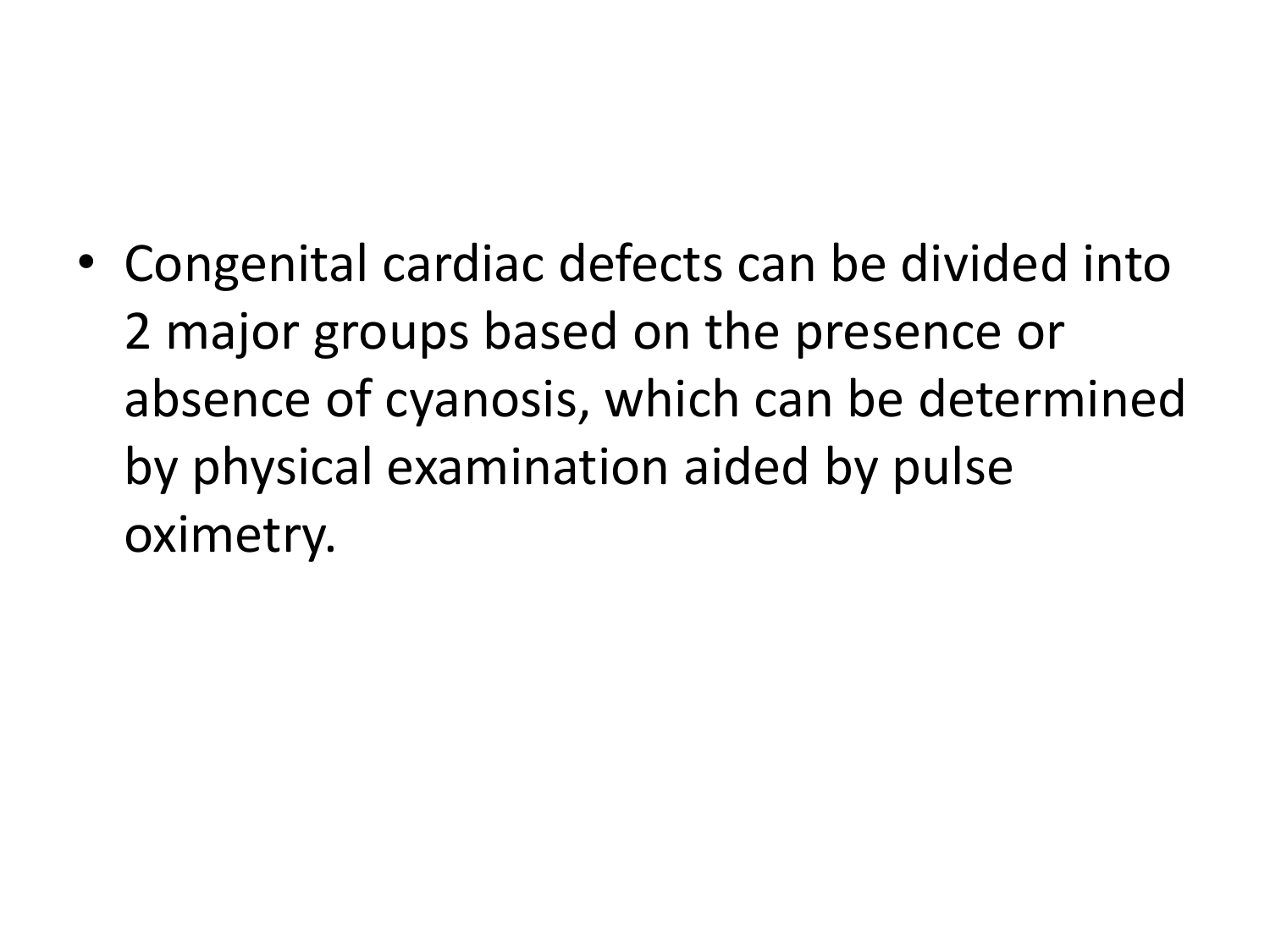- Congenital cardiac defects can be divided into 2 major groups based on the presence or absence of cyanosis, which can be determined by physical examination aided by pulse oximetry.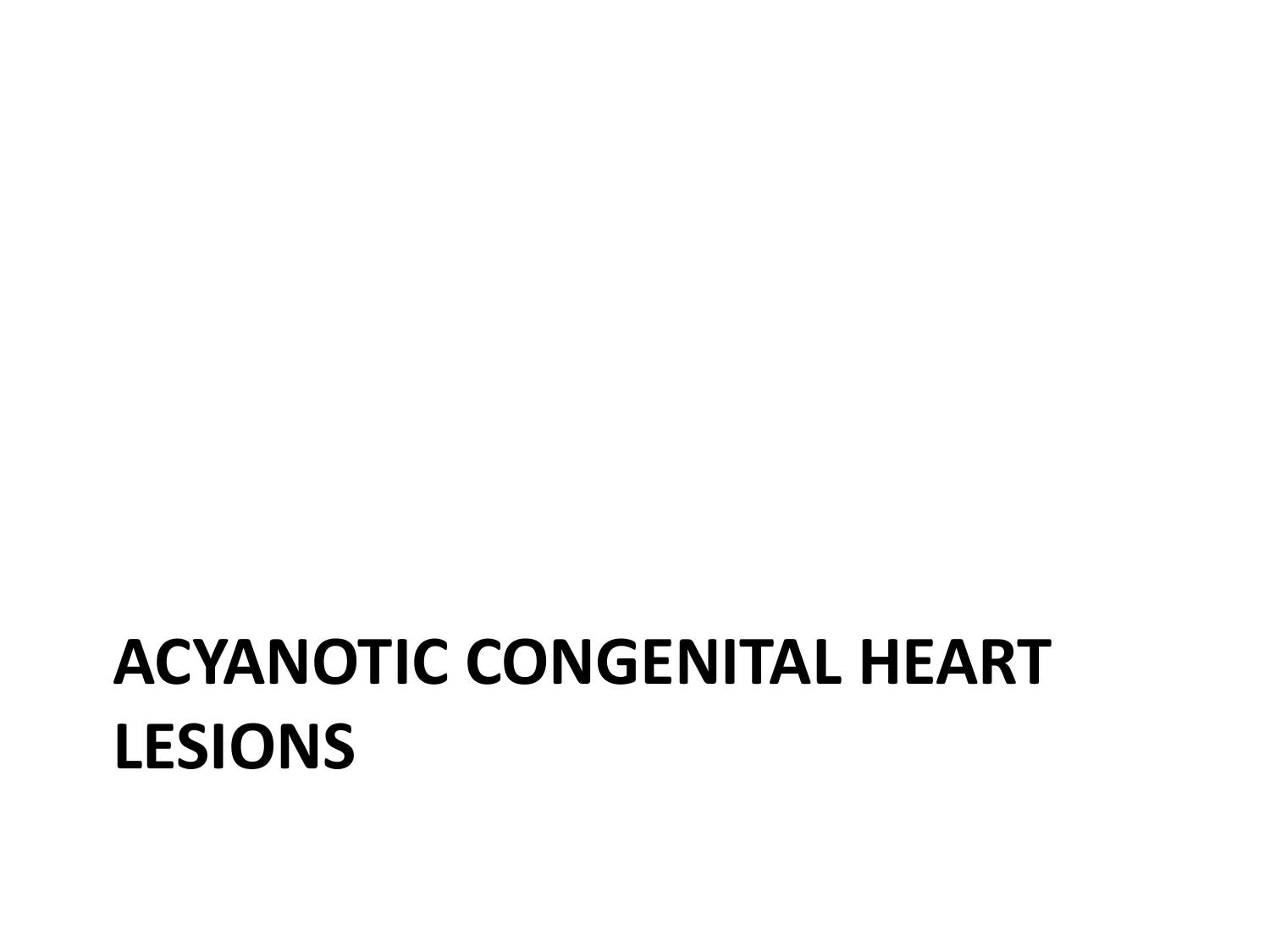# ACYANOTIC CONGENITAL HEART LESIONS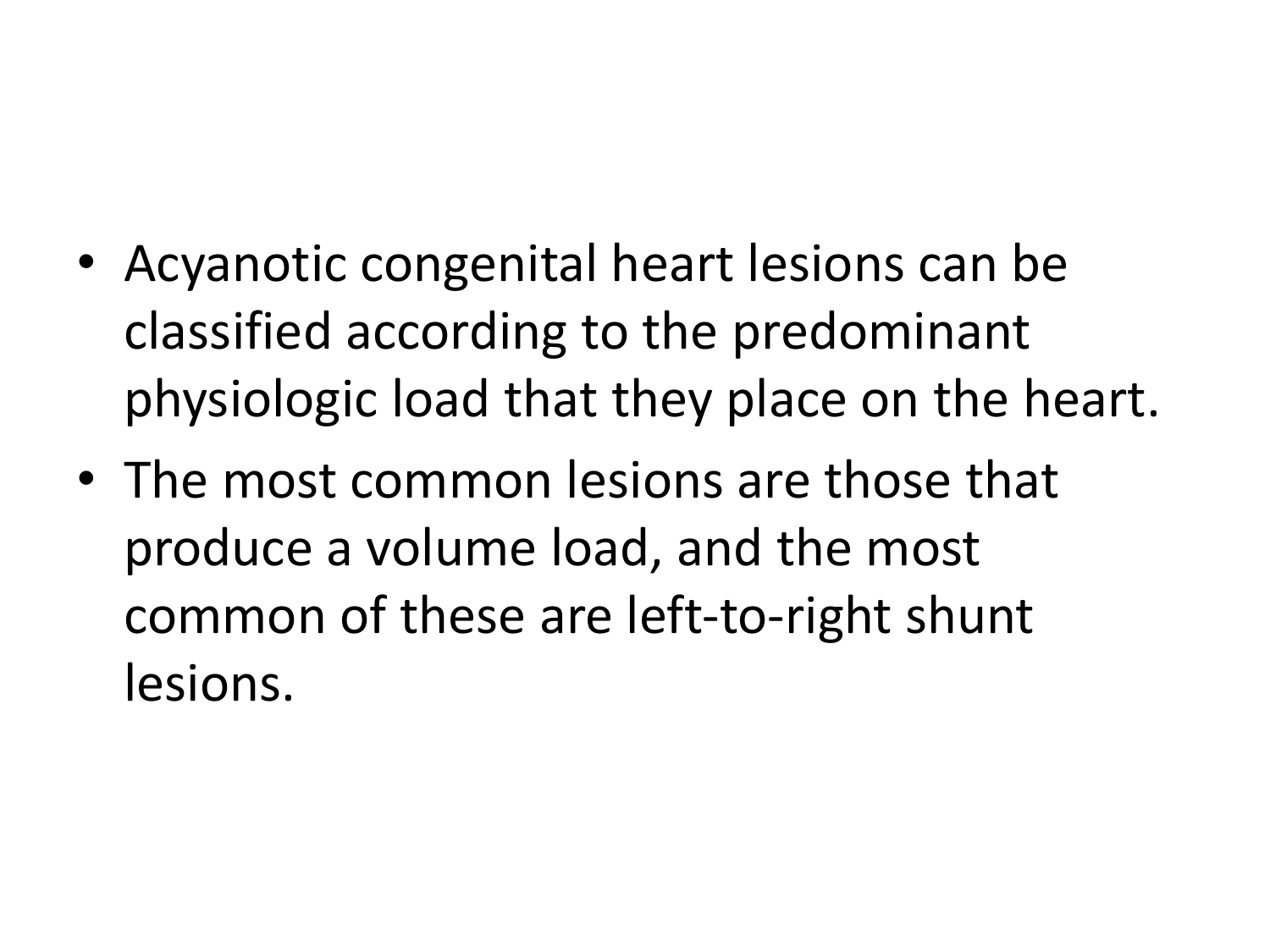- Acyanotic congenital heart lesions can be classified according to the predominant physiologic load that they place on the heart.
- The most common lesions are those that produce a volume load, and the most common of these are left-to-right shunt lesions.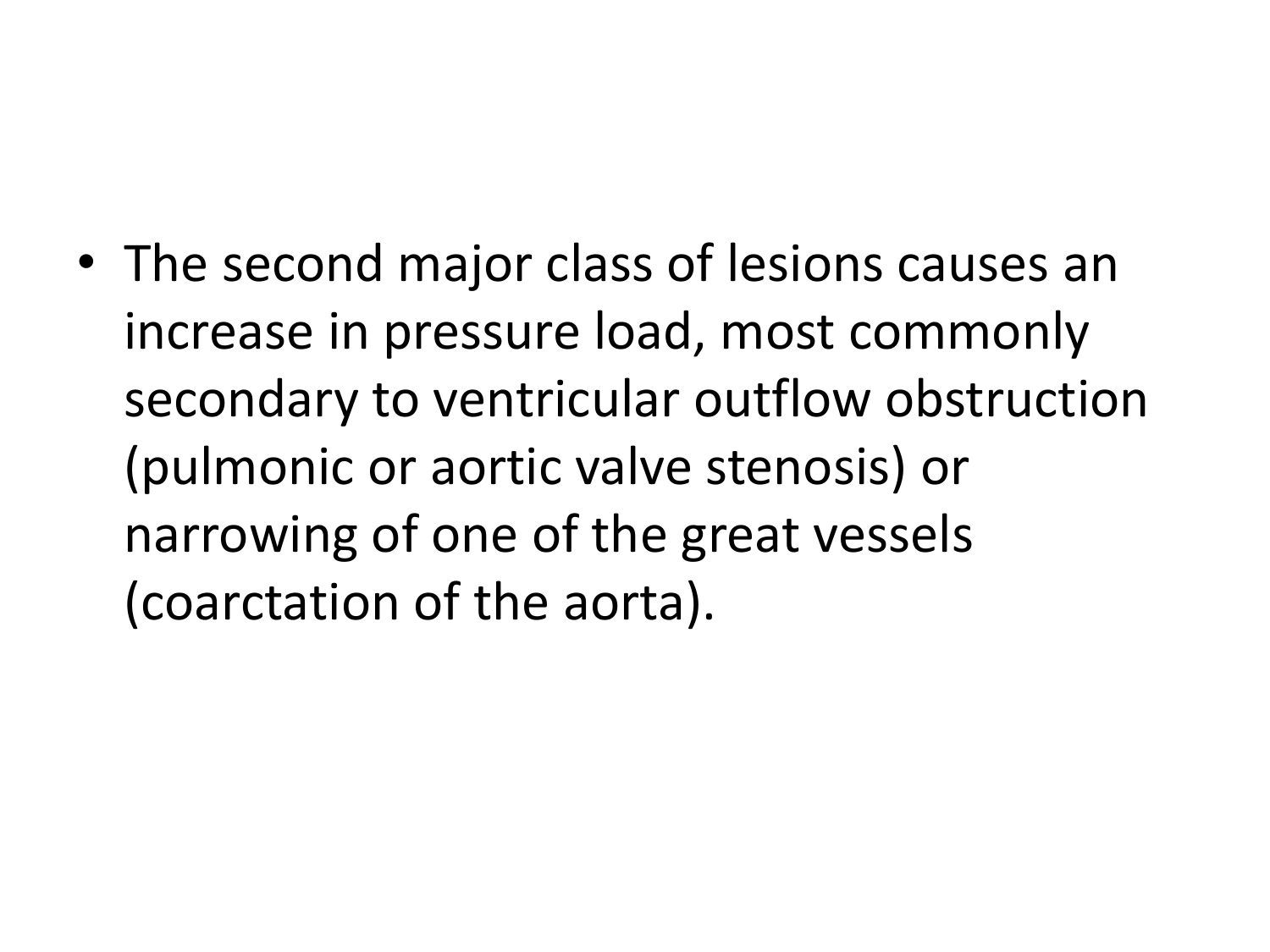- The second major class of lesions causes an increase in pressure load, most commonly secondary to ventricular outflow obstruction (pulmonic or aortic valve stenosis) or narrowing of one of the great vessels (coarctation of the aorta).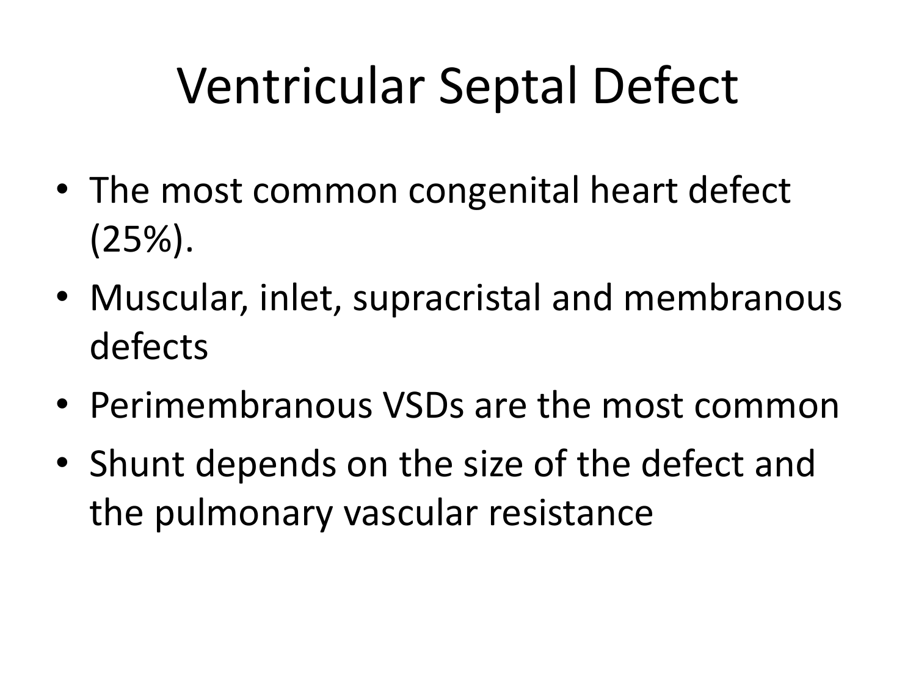# Ventricular Septal Defect

- The most common congenital heart defect (25%).
- Muscular, inlet, supracristal and membranous defects
- Perimembranous VSDs are the most common
- Shunt depends on the size of the defect and the pulmonary vascular resistance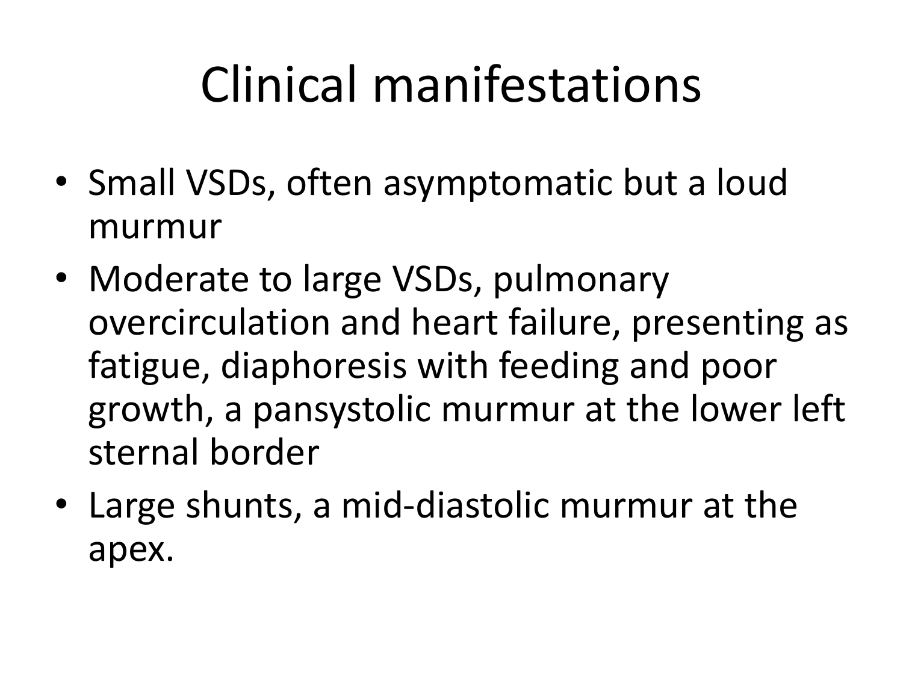# Clinical manifestations

- Small VSDs, often asymptomatic but a loud murmur
- Moderate to large VSDs, pulmonary overcirculation and heart failure, presenting as fatigue, diaphoresis with feeding and poor growth, a pansystolic murmur at the lower left sternal border
- Large shunts, a mid-diastolic murmur at the apex.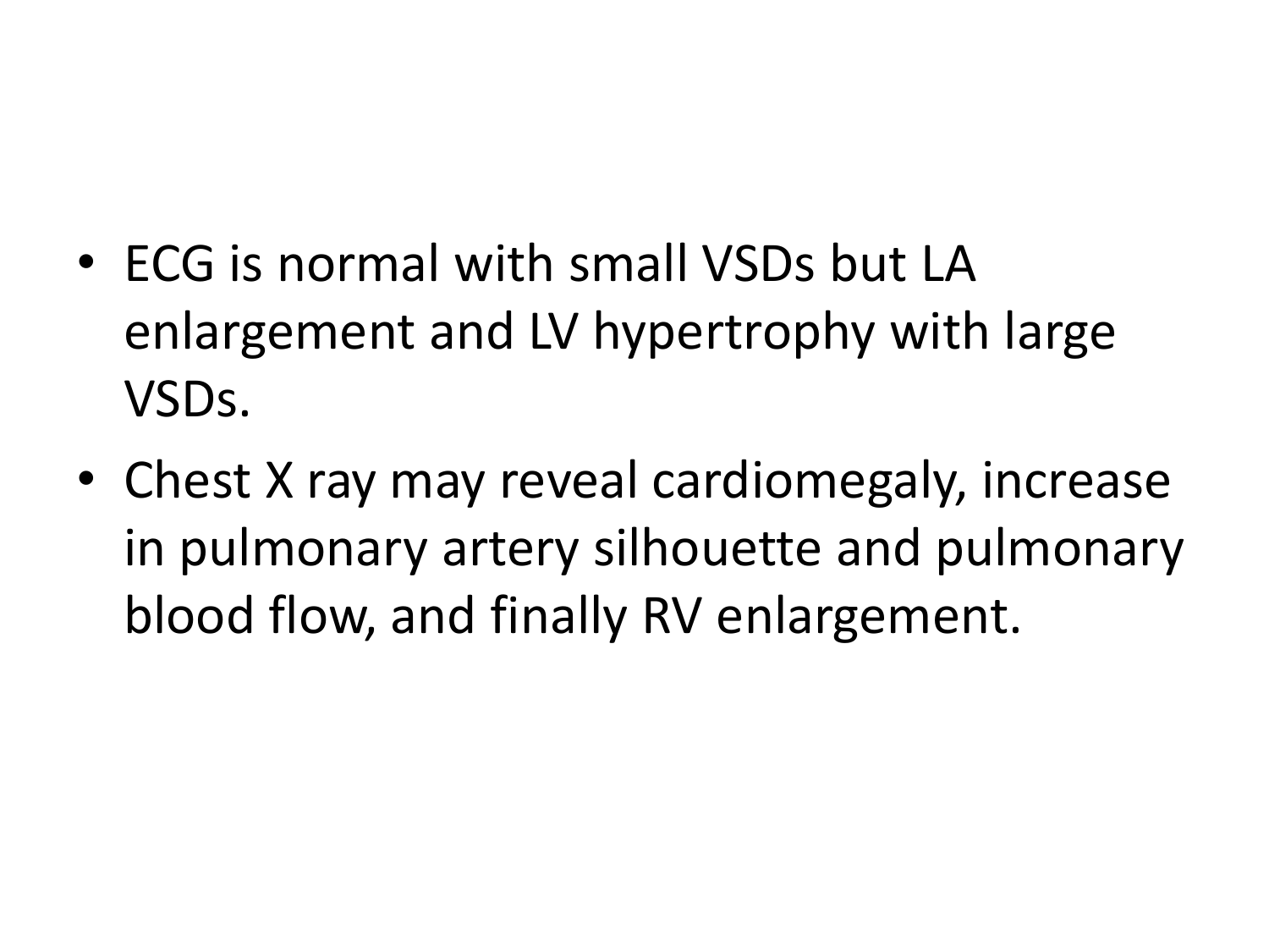- ECG is normal with small VSDs but LA enlargement and LV hypertrophy with large VSDs.
- Chest X ray may reveal cardiomegaly, increase in pulmonary artery silhouette and pulmonary blood flow, and finally RV enlargement.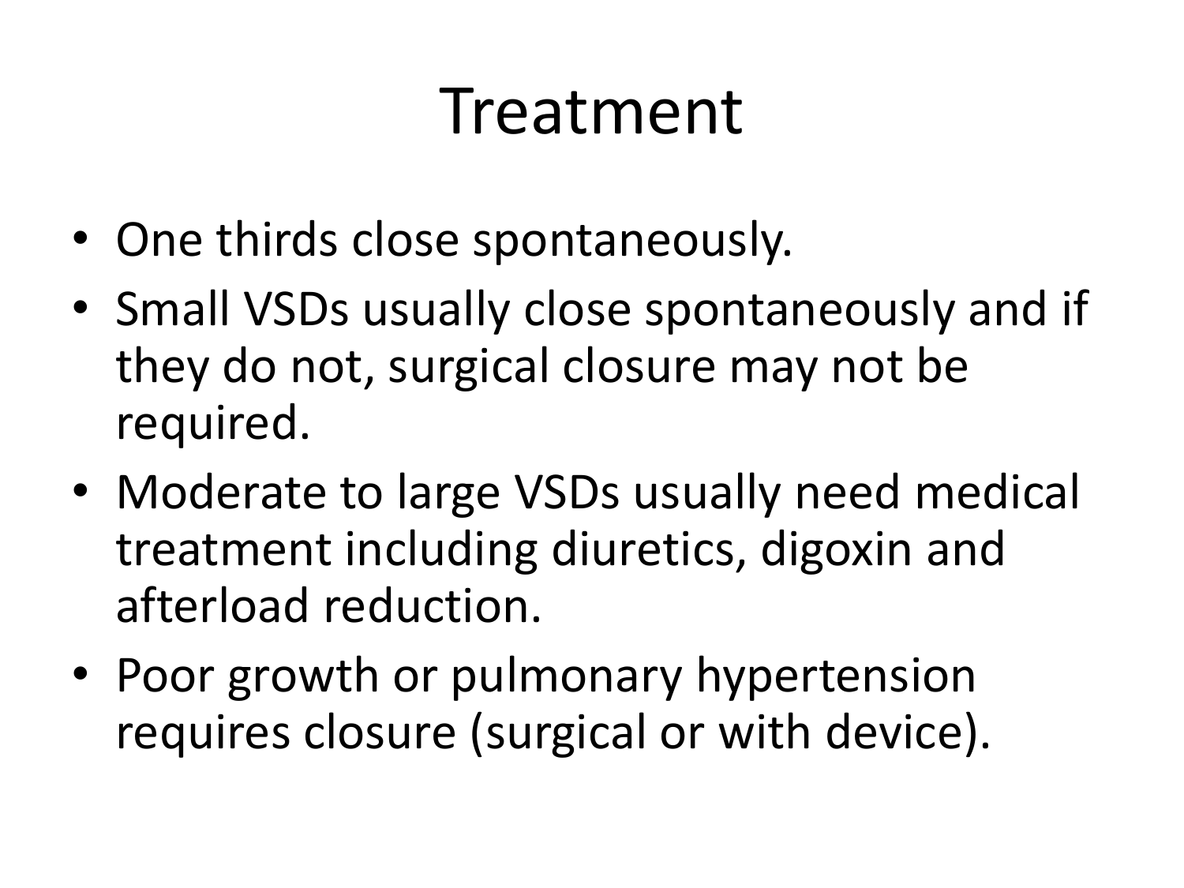# Treatment

- One thirds close spontaneously.
- Small VSDs usually close spontaneously and if they do not, surgical closure may not be required.
- Moderate to large VSDs usually need medical treatment including diuretics, digoxin and afterload reduction.
- Poor growth or pulmonary hypertension requires closure (surgical or with device).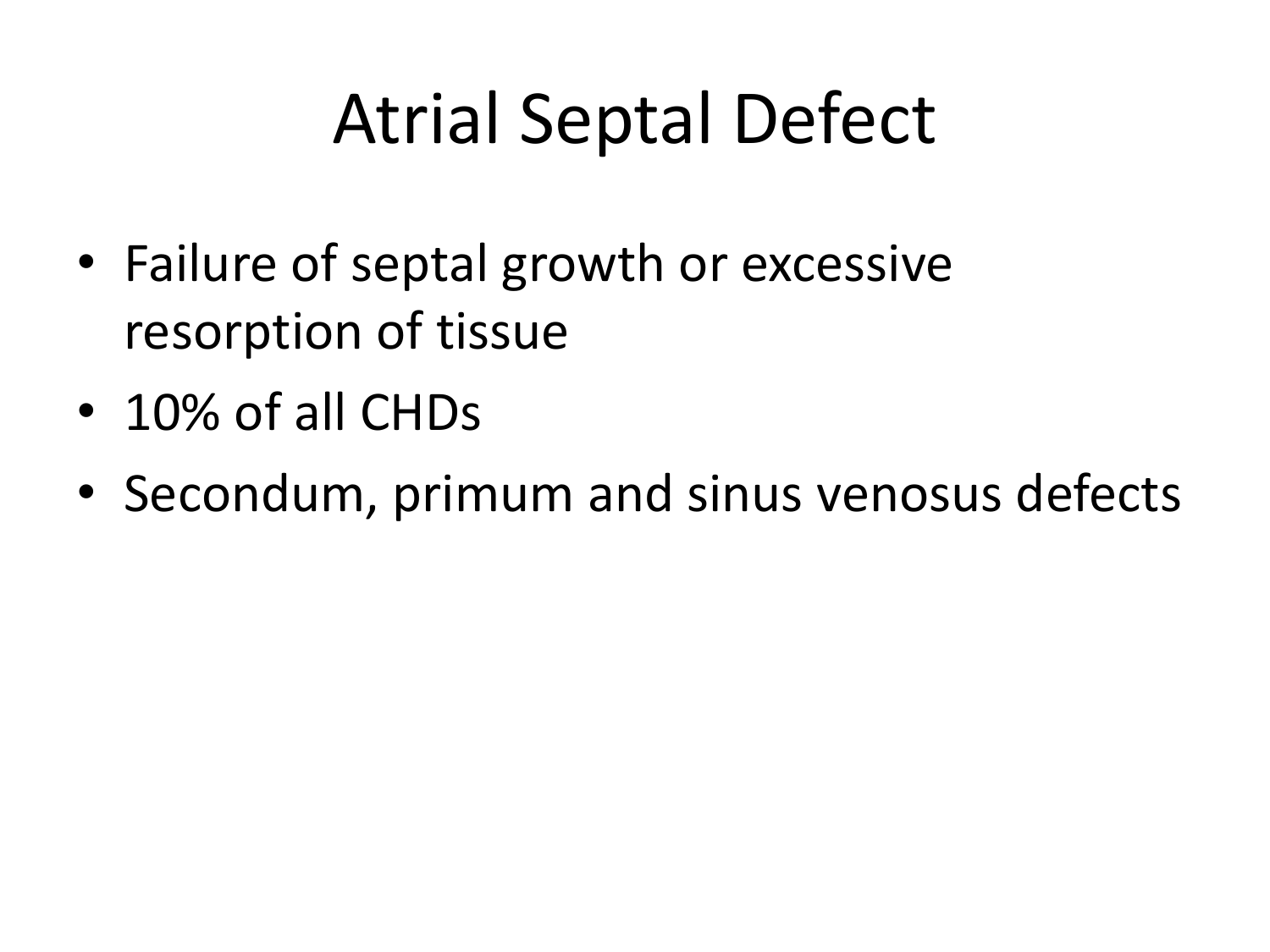# Atrial Septal Defect

- Failure of septal growth or excessive resorption of tissue
- 10% of all CHDs
- Secondum, primum and sinus venosus defects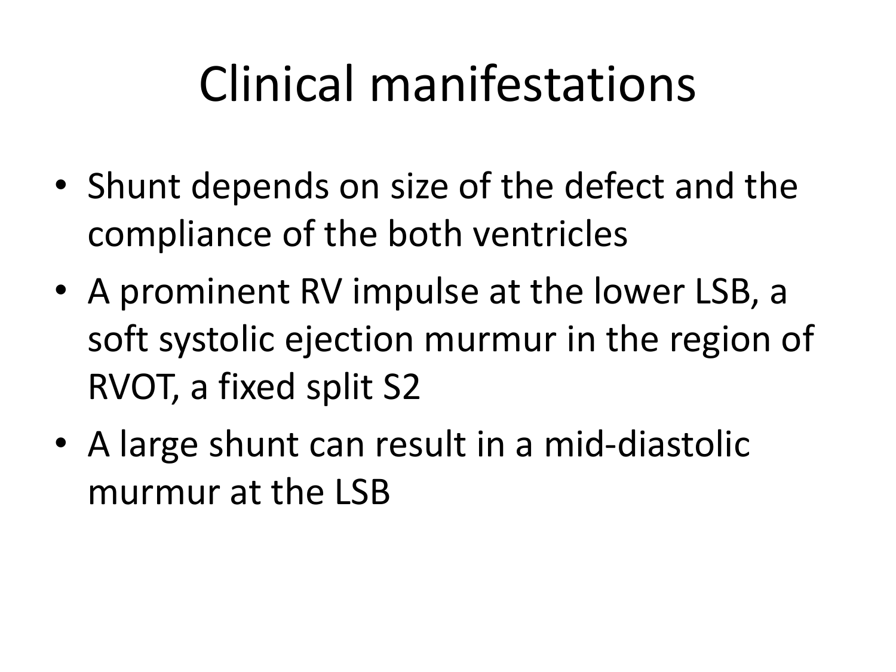# Clinical manifestations

- Shunt depends on size of the defect and the compliance of the both ventricles
- A prominent RV impulse at the lower LSB, a soft systolic ejection murmur in the region of RVOT, a fixed split S2
- A large shunt can result in a mid-diastolic murmur at the LSB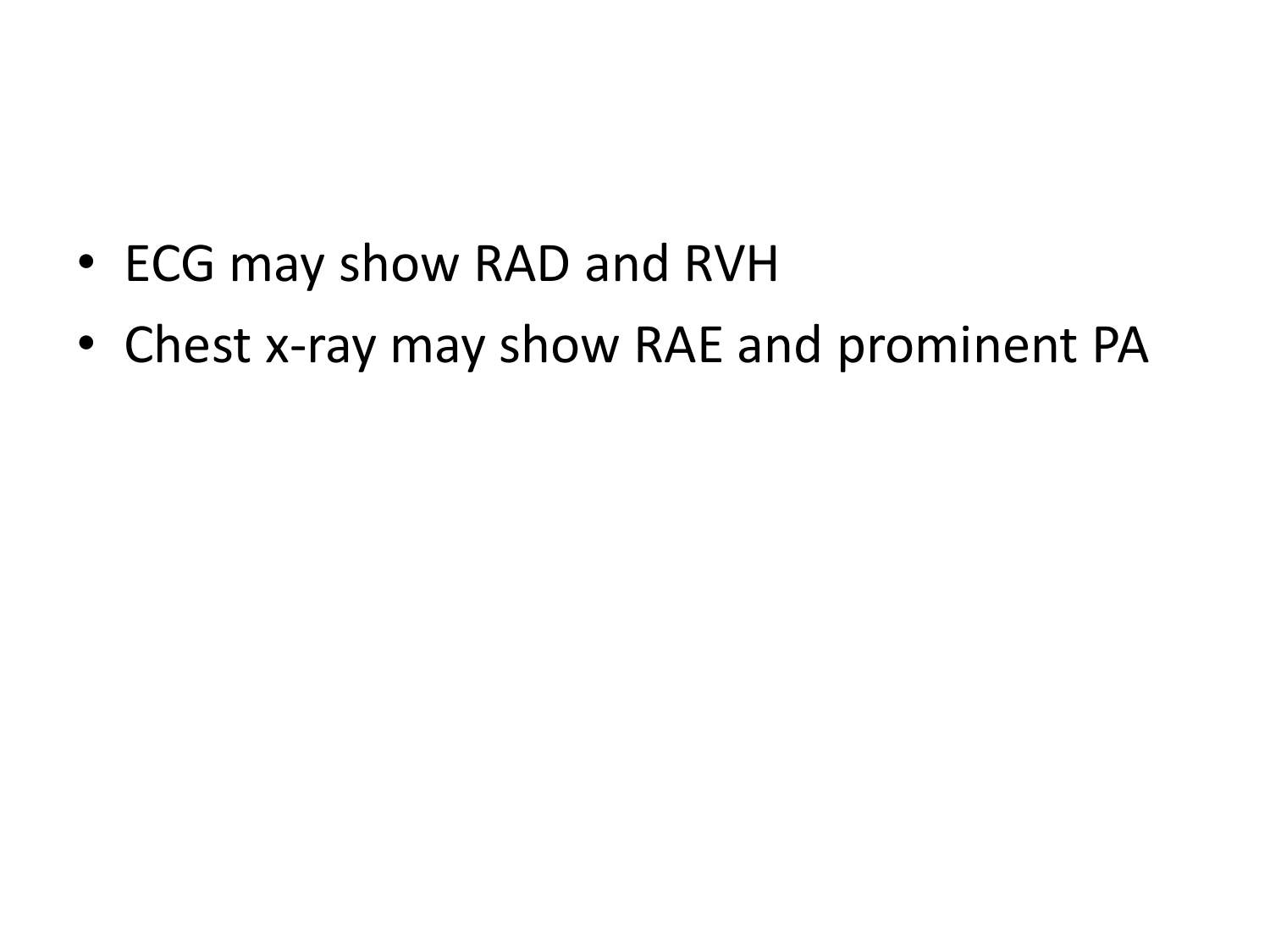- ECG may show RAD and RVH
- Chest x-ray may show RAE and prominent PA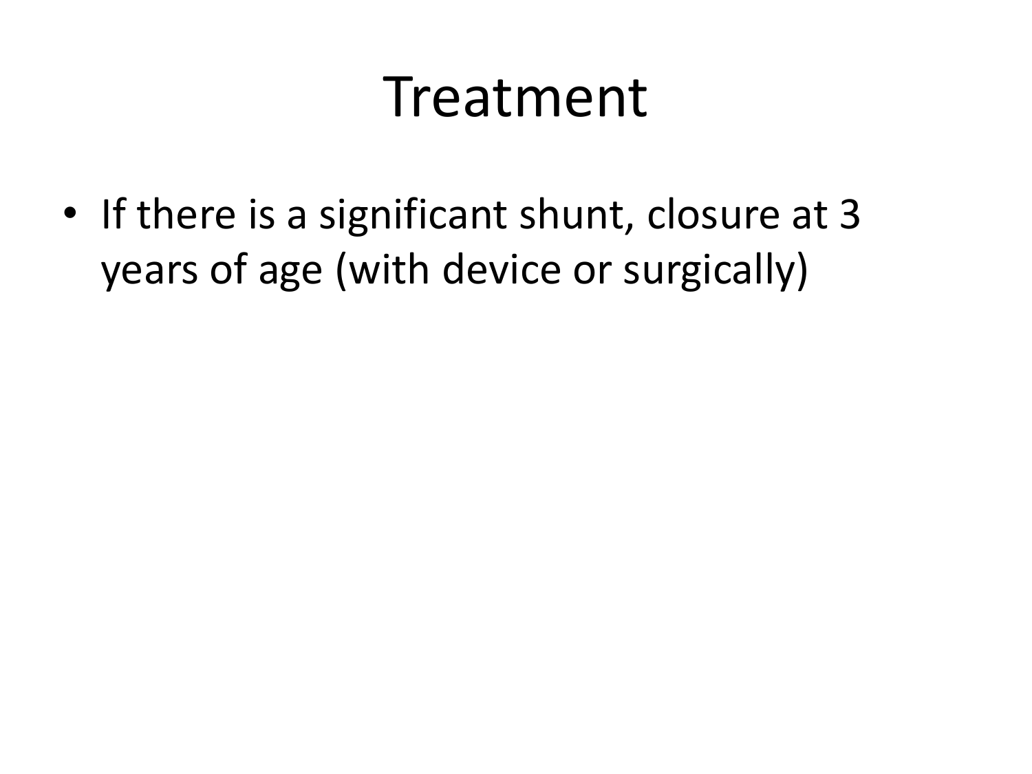# Treatment

- If there is a significant shunt, closure at 3 years of age (with device or surgically)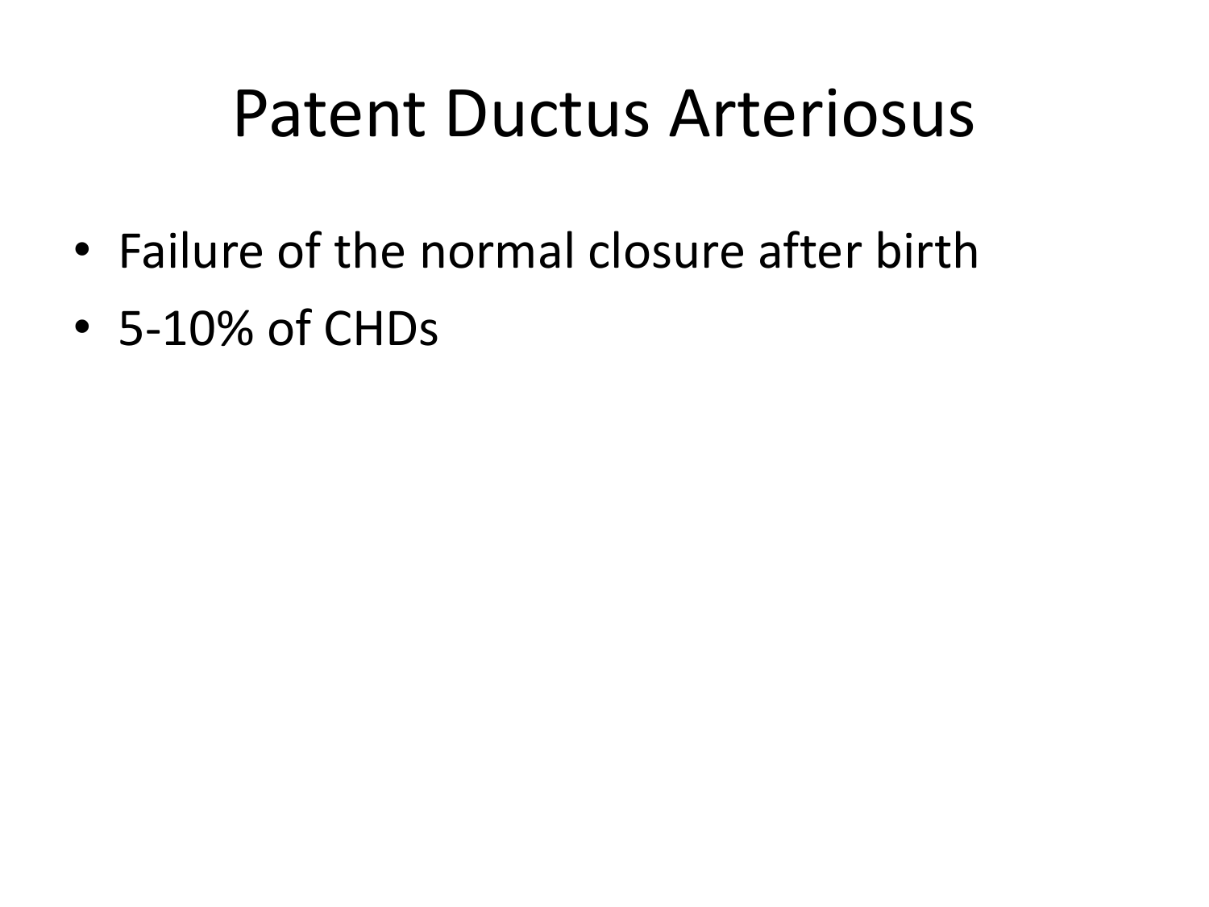# Patent Ductus Arteriosus

- Failure of the normal closure after birth
- 5-10% of CHDs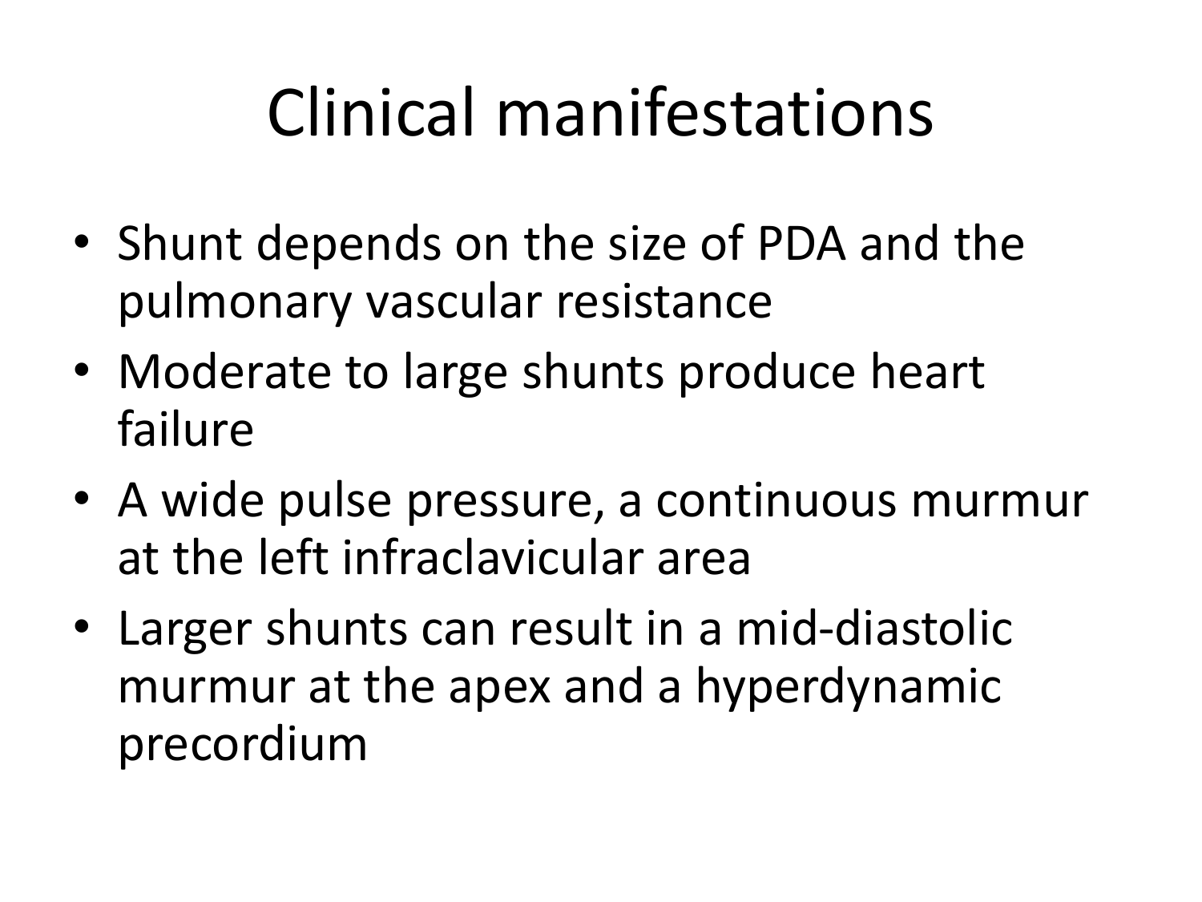# Clinical manifestations

- Shunt depends on the size of PDA and the pulmonary vascular resistance
- Moderate to large shunts produce heart failure
- A wide pulse pressure, a continuous murmur at the left infraclavicular area
- Larger shunts can result in a mid-diastolic murmur at the apex and a hyperdynamic precordium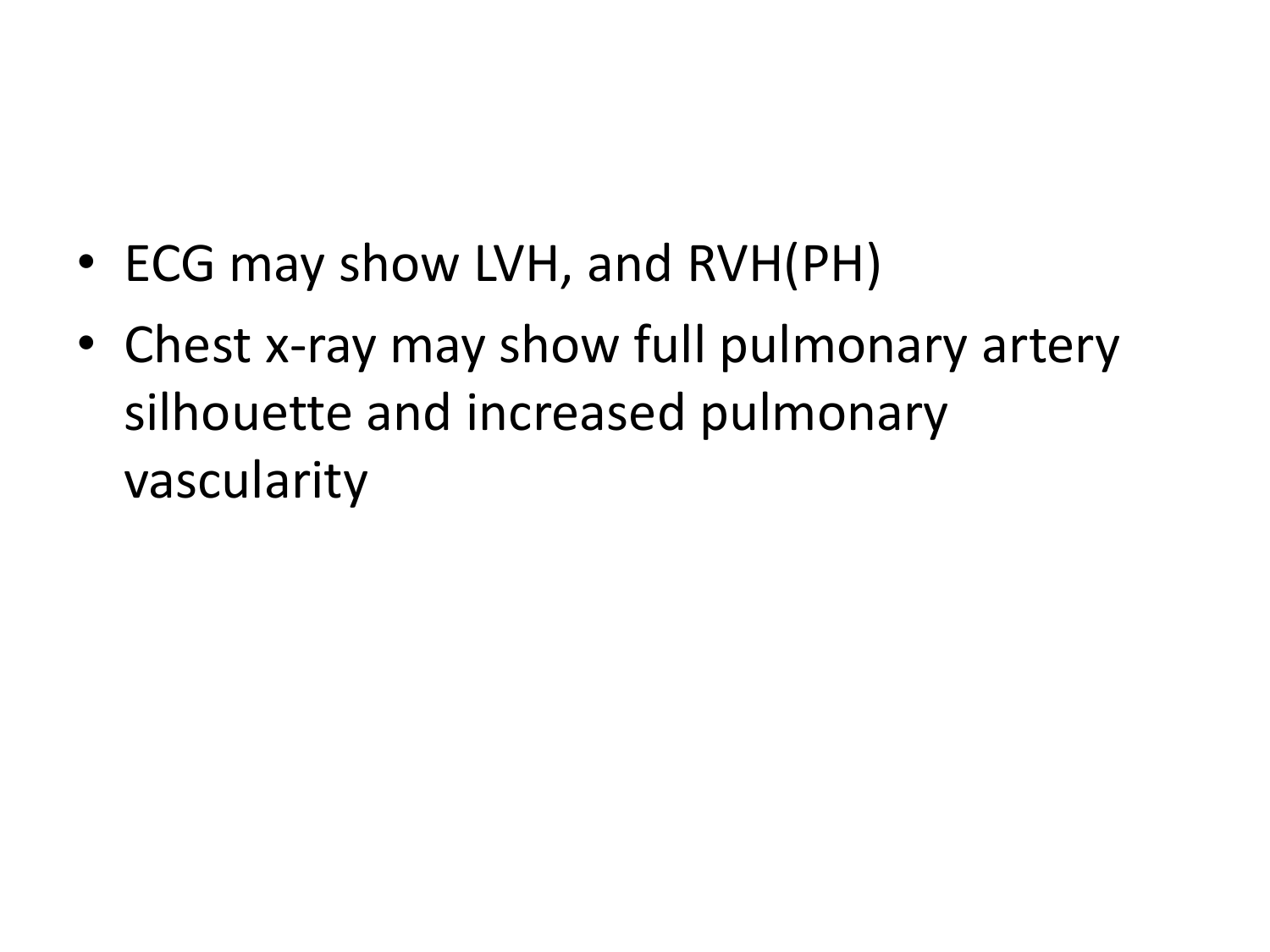- ECG may show LVH, and RVH(PH)
- Chest x-ray may show full pulmonary artery silhouette and increased pulmonary vascularity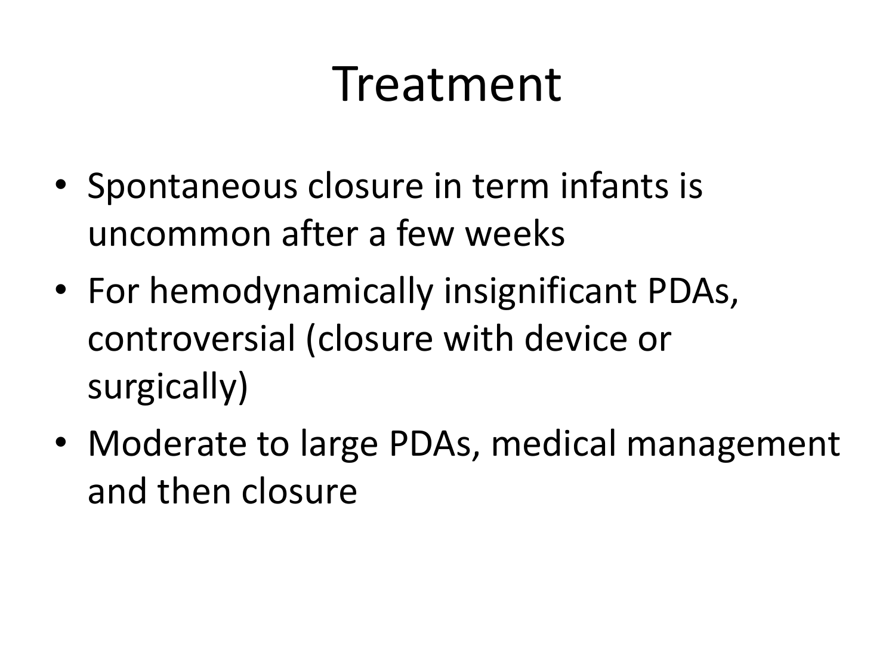# Treatment

- Spontaneous closure in term infants is uncommon after a few weeks
- For hemodynamically insignificant PDAs, controversial (closure with device or surgically)
- Moderate to large PDAs, medical management and then closure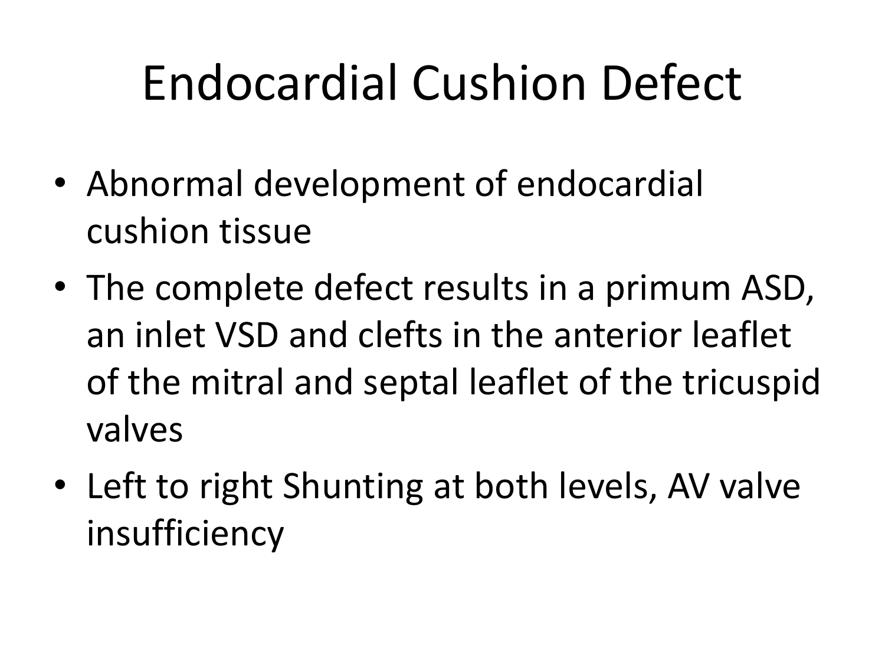# Endocardial Cushion Defect

- Abnormal development of endocardial cushion tissue
- The complete defect results in a primum ASD, an inlet VSD and clefts in the anterior leaflet of the mitral and septal leaflet of the tricuspid valves
- Left to right Shunting at both levels, AV valve insufficiency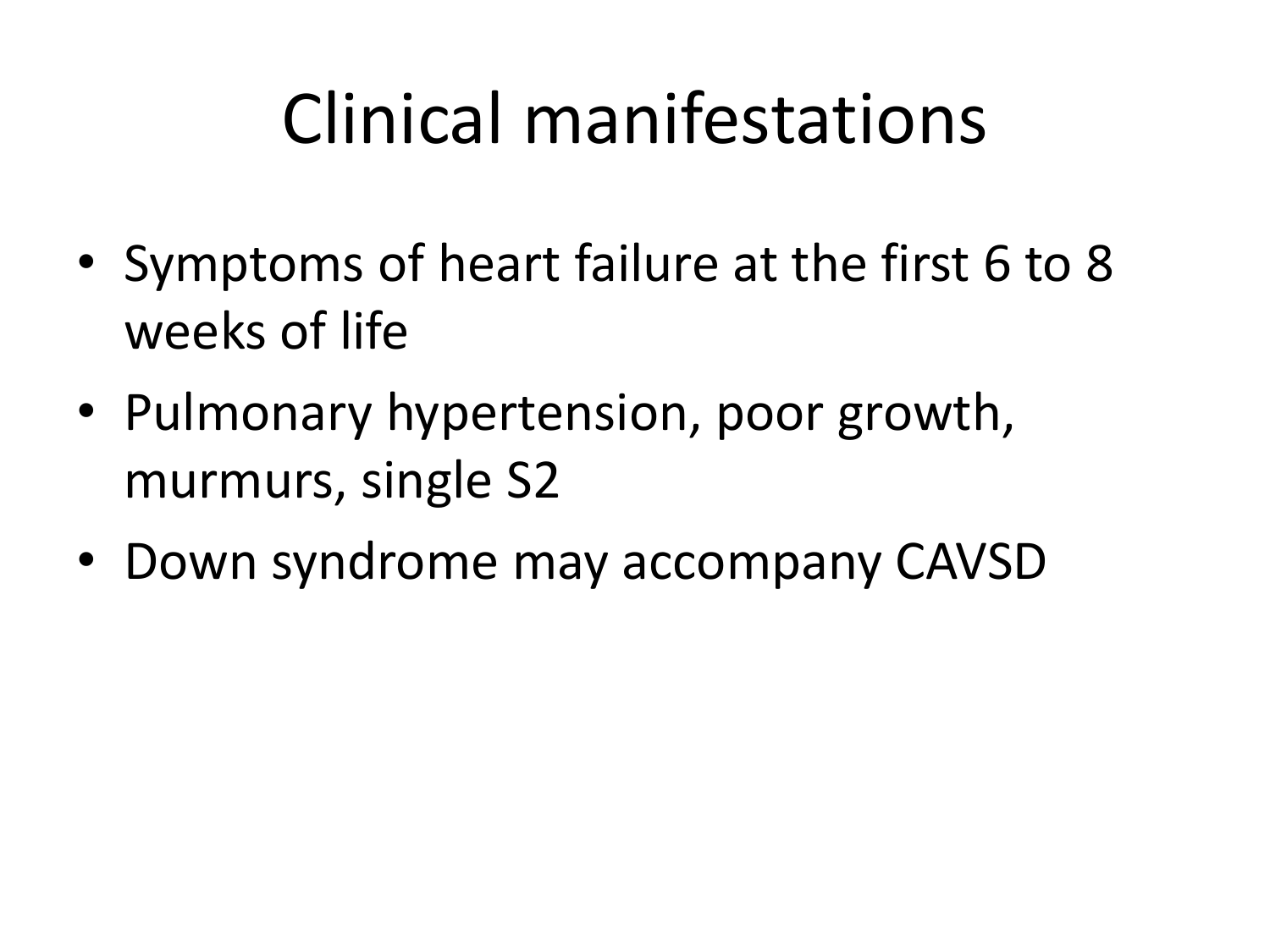# Clinical manifestations

- Symptoms of heart failure at the first 6 to 8 weeks of life
- Pulmonary hypertension, poor growth, murmurs, single S2
- Down syndrome may accompany CAVSD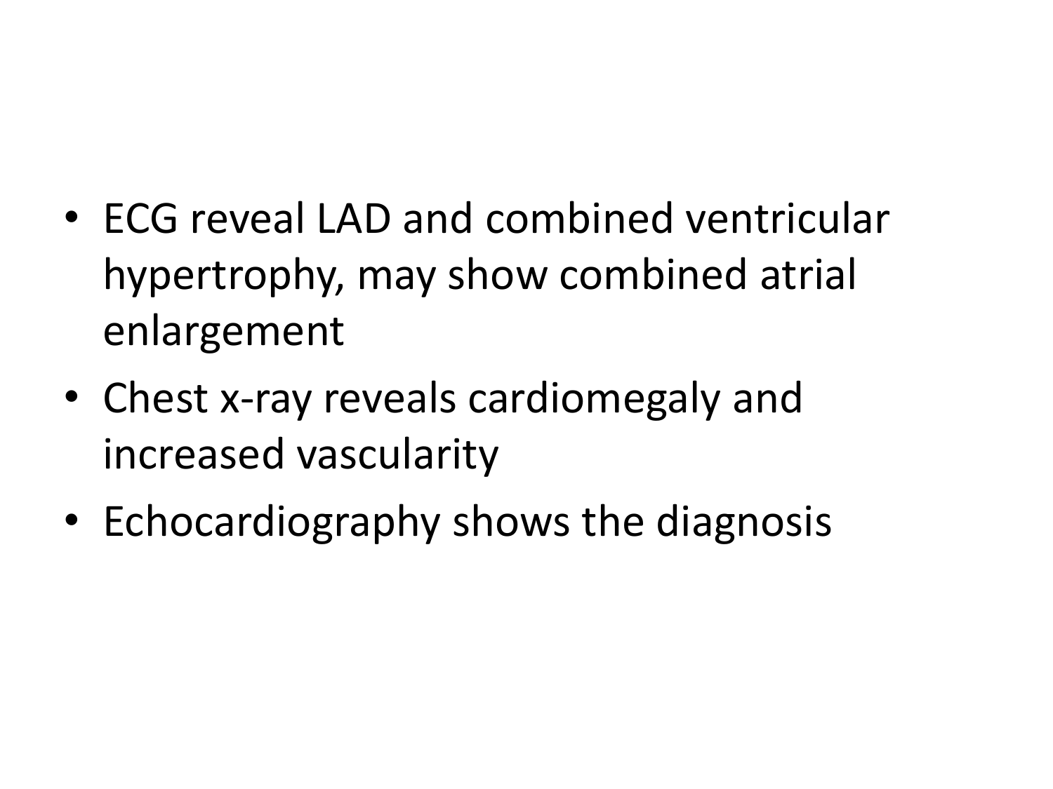- ECG reveal LAD and combined ventricular hypertrophy, may show combined atrial enlargement
- Chest x-ray reveals cardiomegaly and increased vascularity
- Echocardiography shows the diagnosis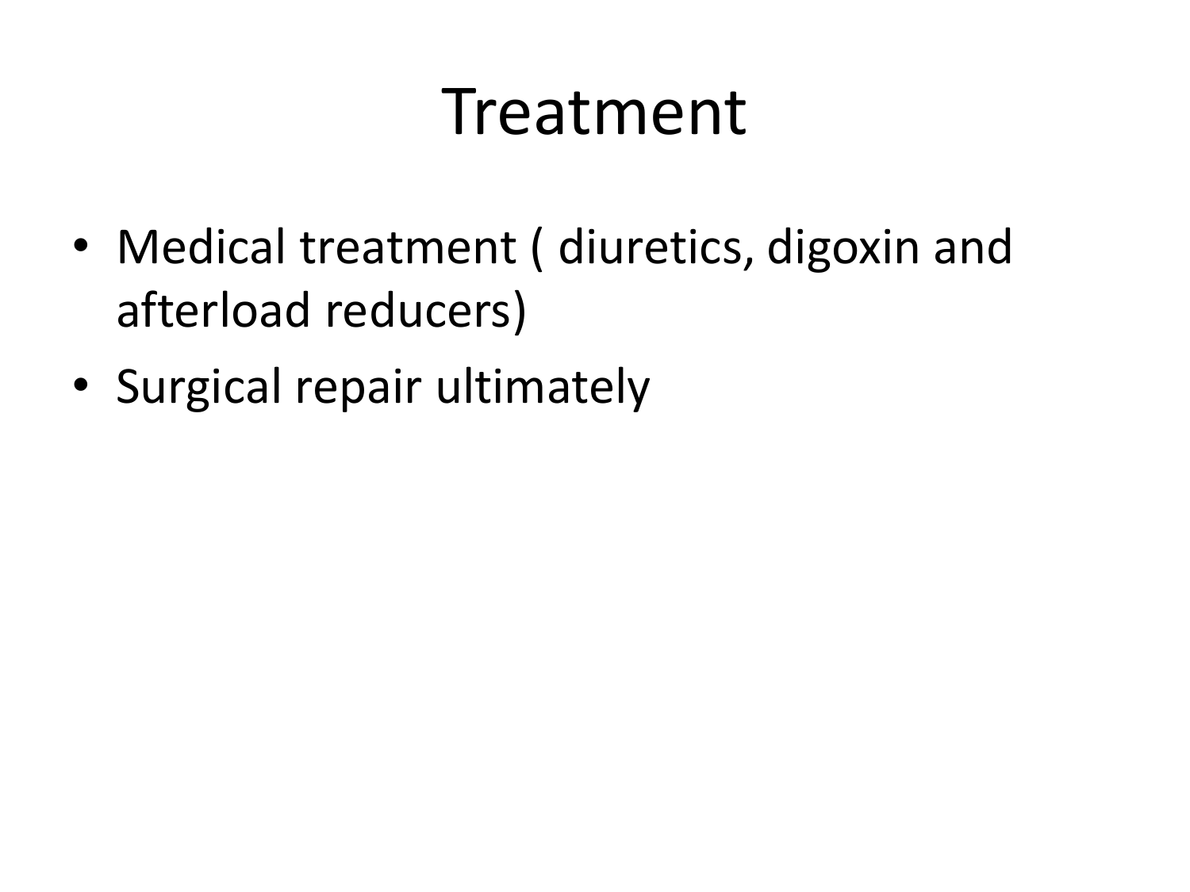# Treatment

- Medical treatment ( diuretics, digoxin and afterload reducers)
- Surgical repair ultimately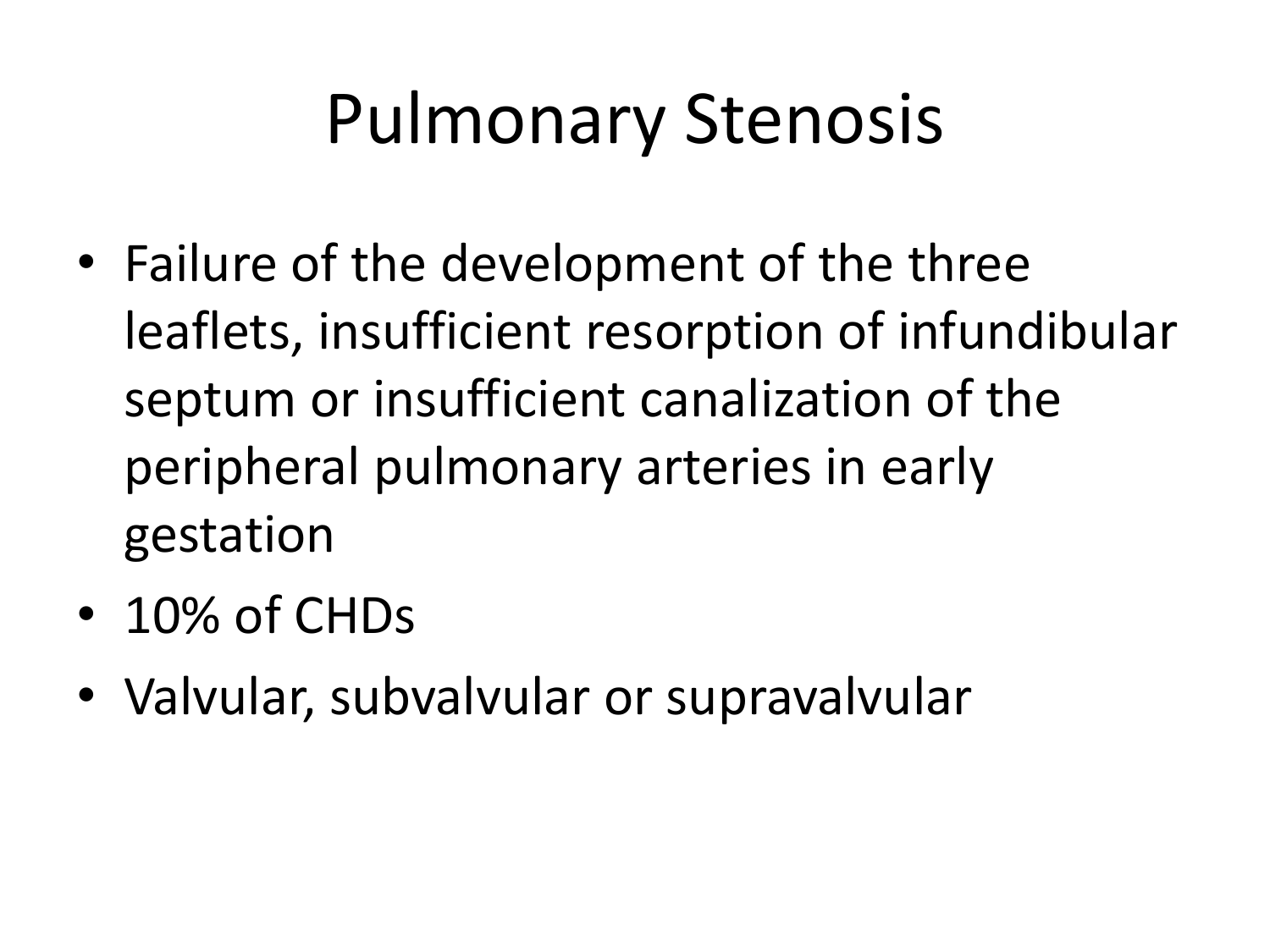# Pulmonary Stenosis

- Failure of the development of the three leaflets, insufficient resorption of infundibular septum or insufficient canalization of the peripheral pulmonary arteries in early gestation
- 10% of CHDs
- Valvular, subvalvular or supravalvular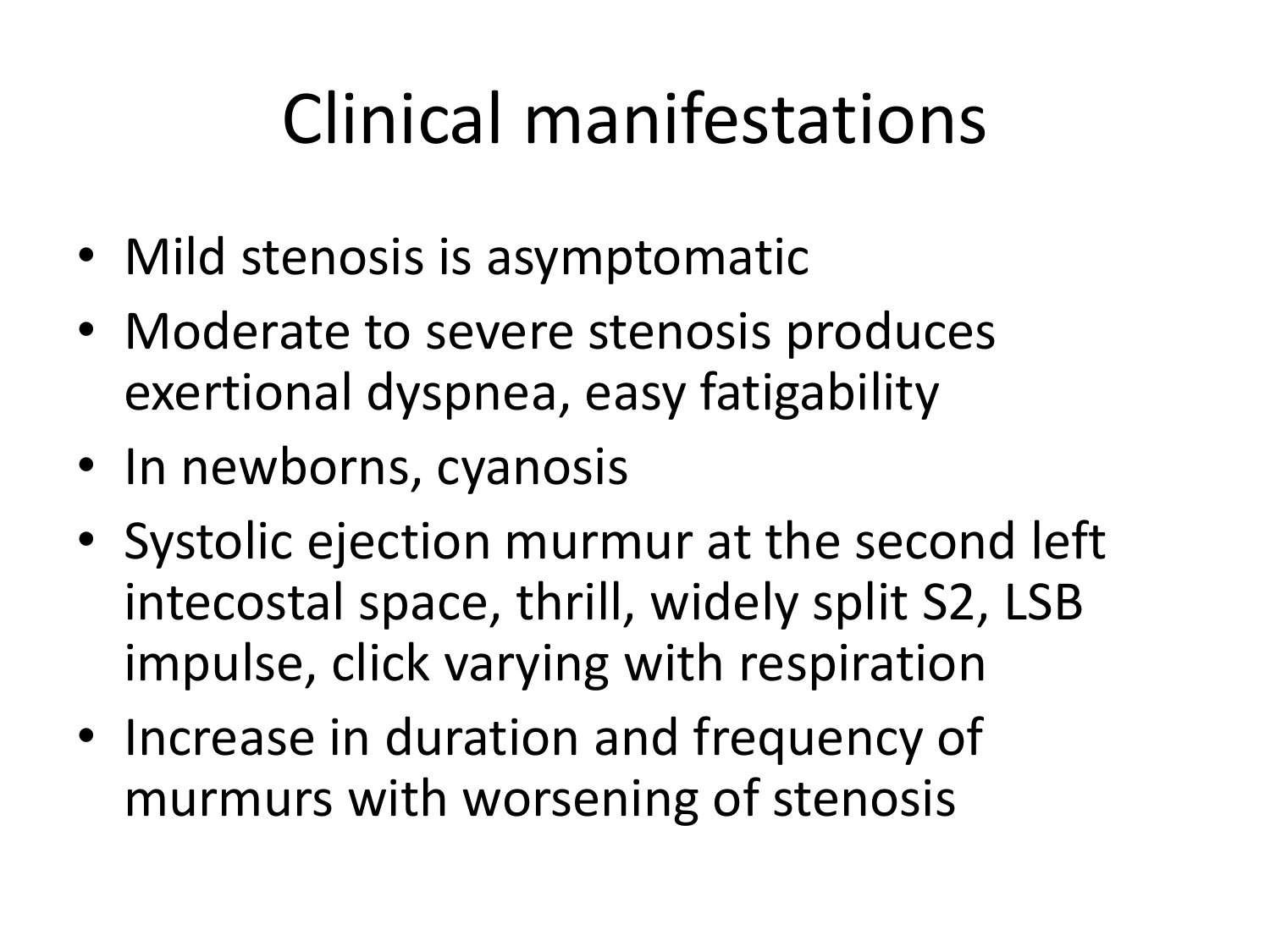# Clinical manifestations

- Mild stenosis is asymptomatic
- Moderate to severe stenosis produces exertional dyspnea, easy fatigability
- In newborns, cyanosis
- Systolic ejection murmur at the second left intecostal space, thrill, widely split S2, LSB impulse, click varying with respiration
- Increase in duration and frequency of murmurs with worsening of stenosis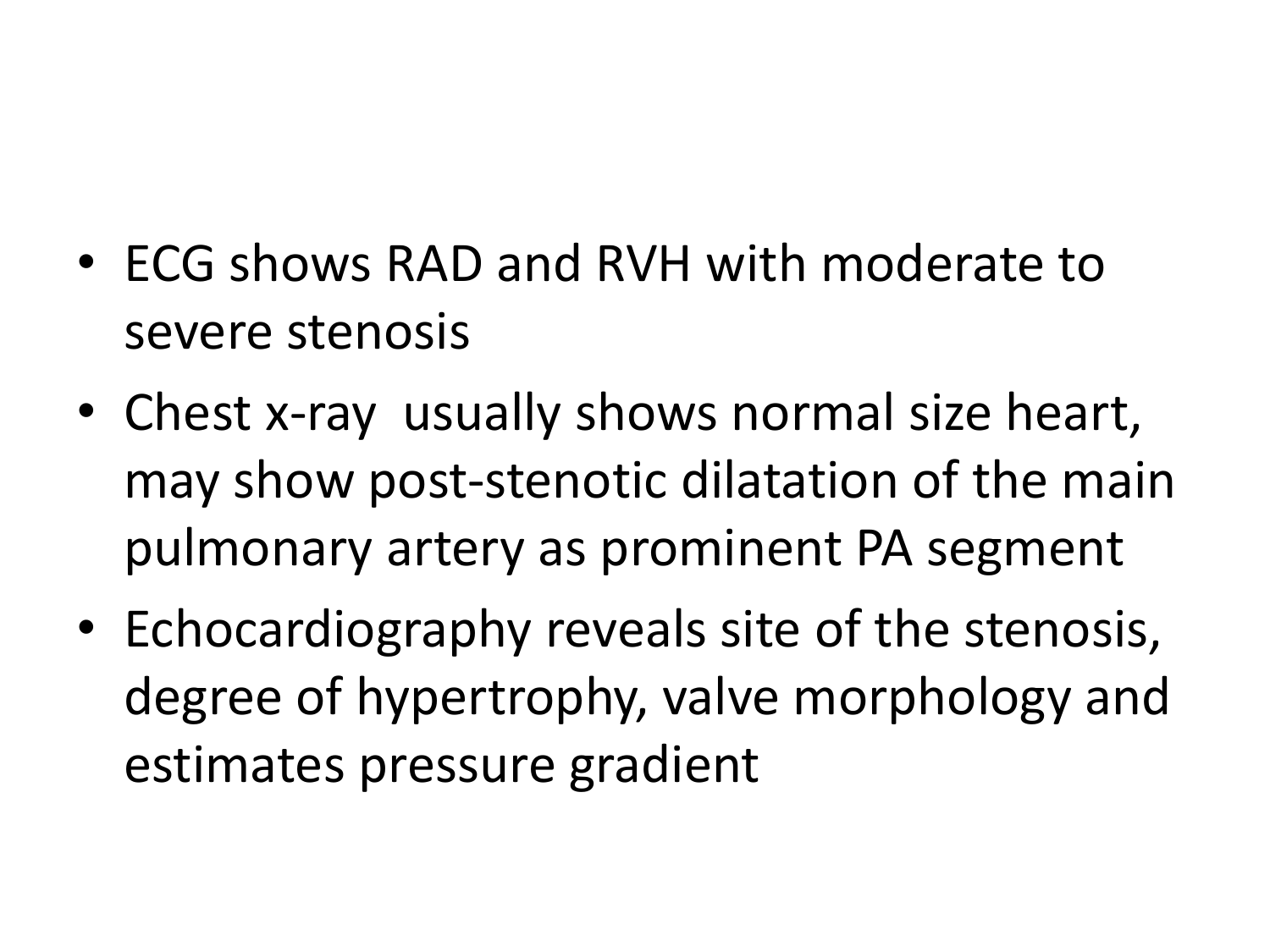- ECG shows RAD and RVH with moderate to severe stenosis
- Chest x-ray  usually shows normal size heart, may show post-stenotic dilatation of the main pulmonary artery as prominent PA segment
- Echocardiography reveals site of the stenosis, degree of hypertrophy, valve morphology and estimates pressure gradient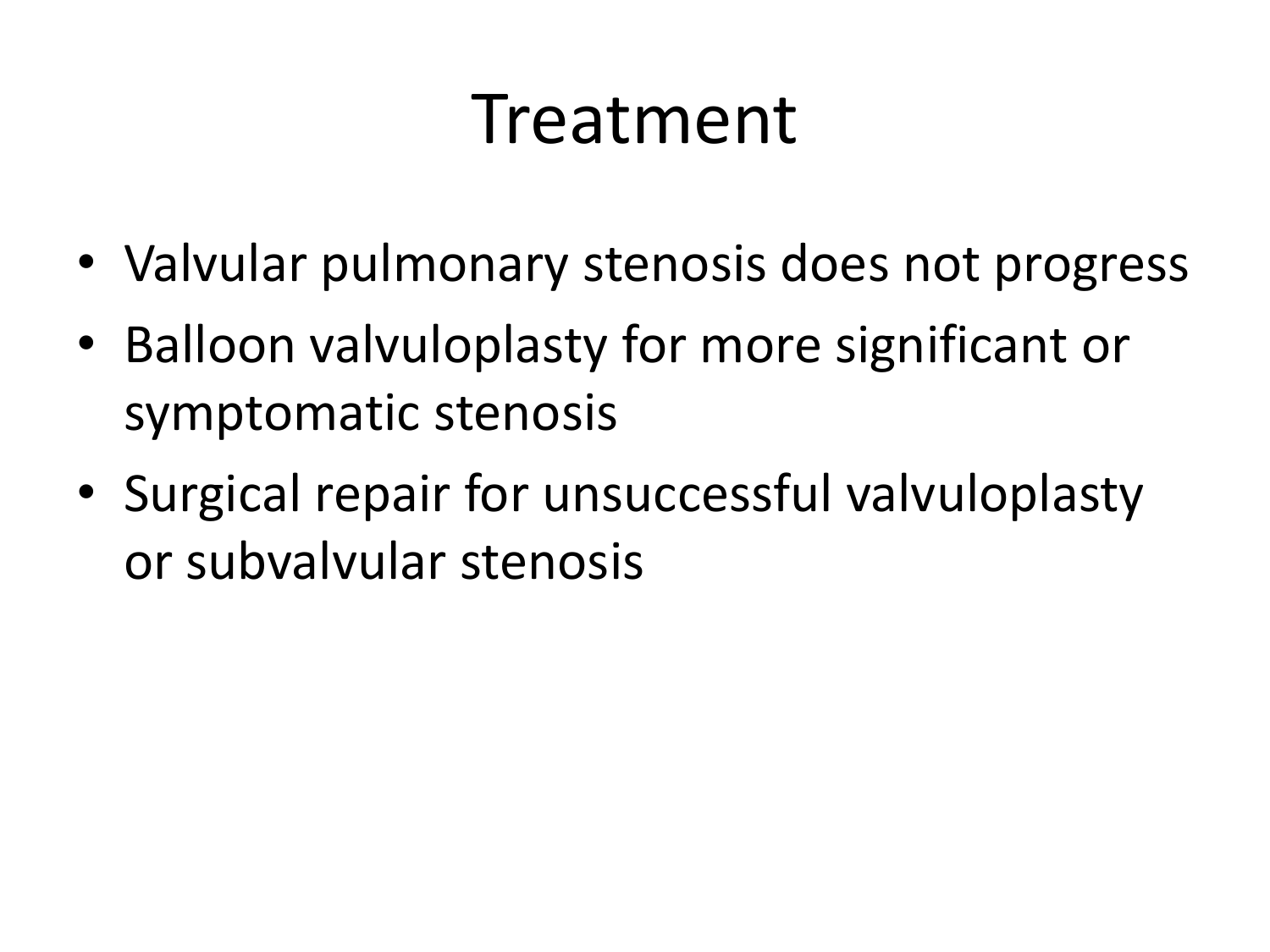# Treatment

- Valvular pulmonary stenosis does not progress
- Balloon valvuloplasty for more significant or symptomatic stenosis
- Surgical repair for unsuccessful valvuloplasty or subvalvular stenosis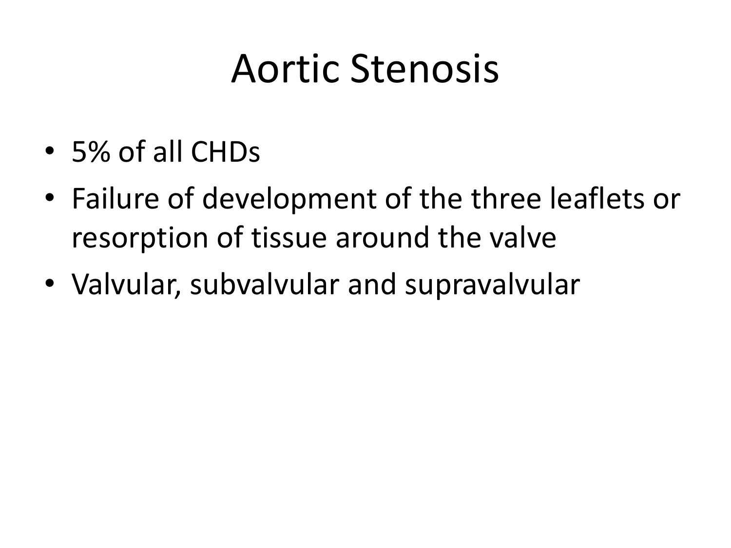# Aortic Stenosis

- 5% of all CHDs
- Failure of development of the three leaflets or resorption of tissue around the valve
- Valvular, subvalvular and supravalvular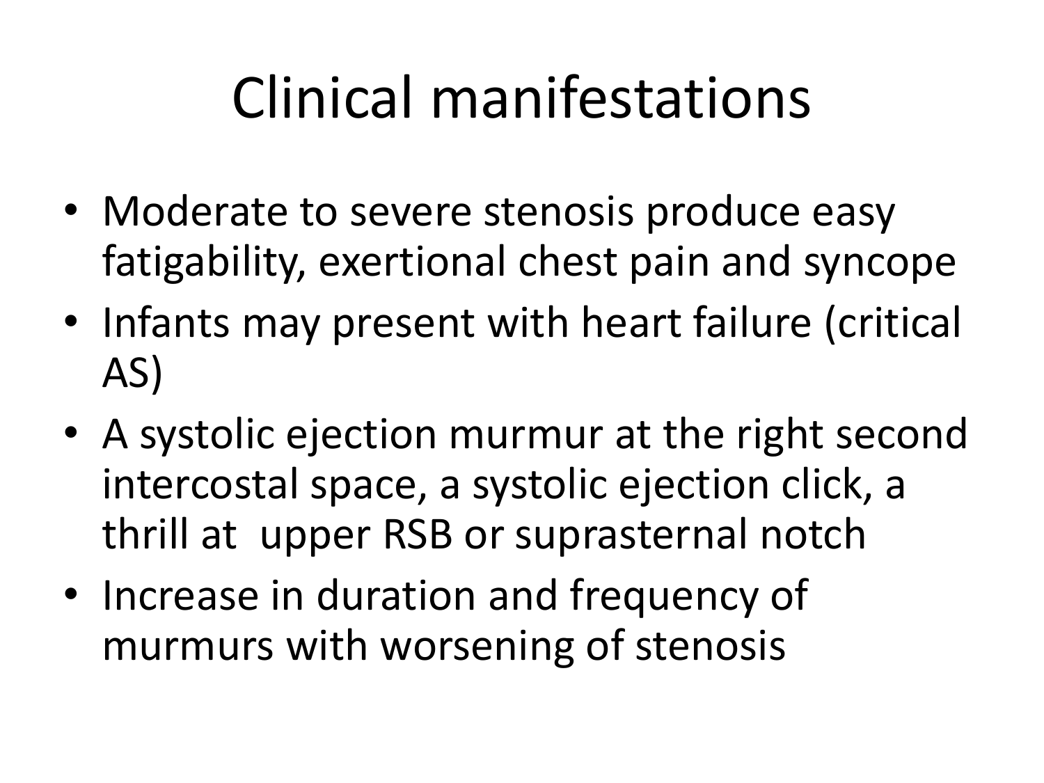# Clinical manifestations

- Moderate to severe stenosis produce easy fatigability, exertional chest pain and syncope
- Infants may present with heart failure (critical AS)
- A systolic ejection murmur at the right second intercostal space, a systolic ejection click, a thrill at upper RSB or suprasternal notch
- Increase in duration and frequency of murmurs with worsening of stenosis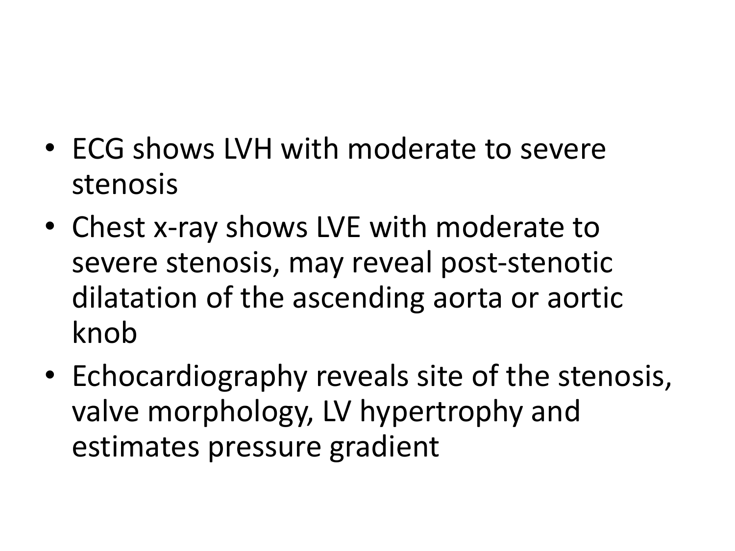- ECG shows LVH with moderate to severe stenosis
- Chest x-ray shows LVE with moderate to severe stenosis, may reveal post-stenotic dilatation of the ascending aorta or aortic knob
- Echocardiography reveals site of the stenosis, valve morphology, LV hypertrophy and estimates pressure gradient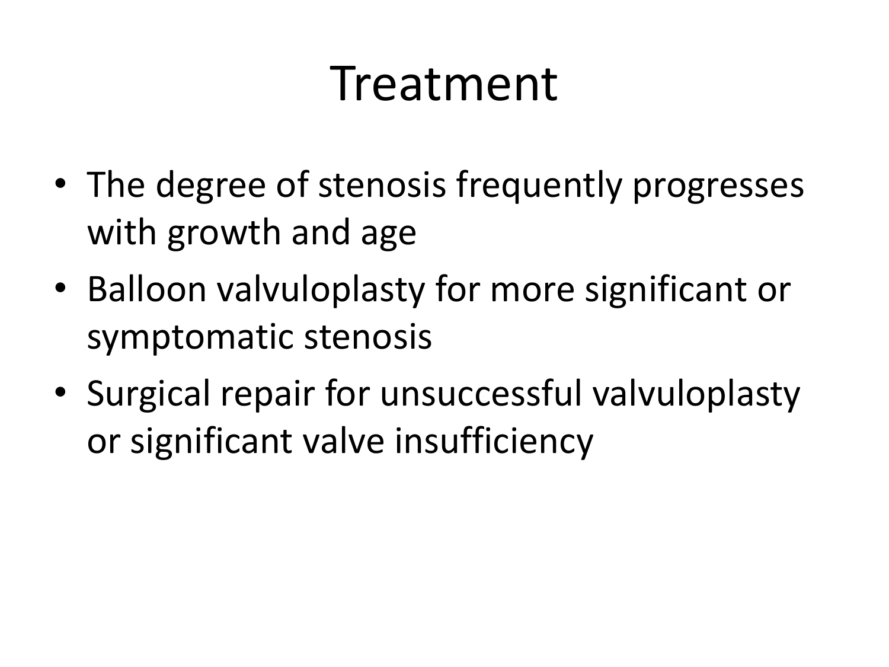# Treatment

- The degree of stenosis frequently progresses with growth and age
- Balloon valvuloplasty for more significant or symptomatic stenosis
- Surgical repair for unsuccessful valvuloplasty or significant valve insufficiency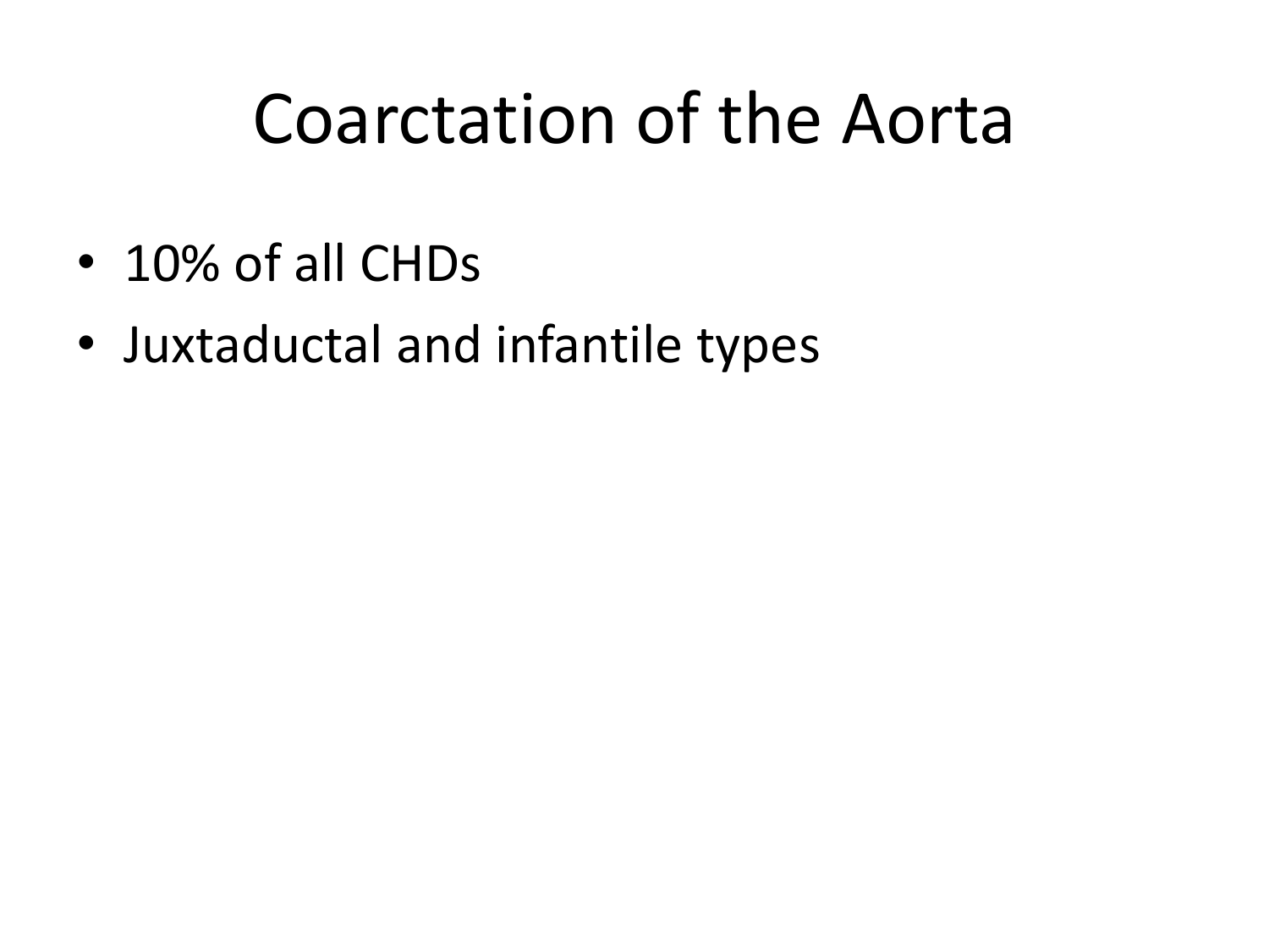# Coarctation of the Aorta

- 10% of all CHDs
- Juxtaductal and infantile types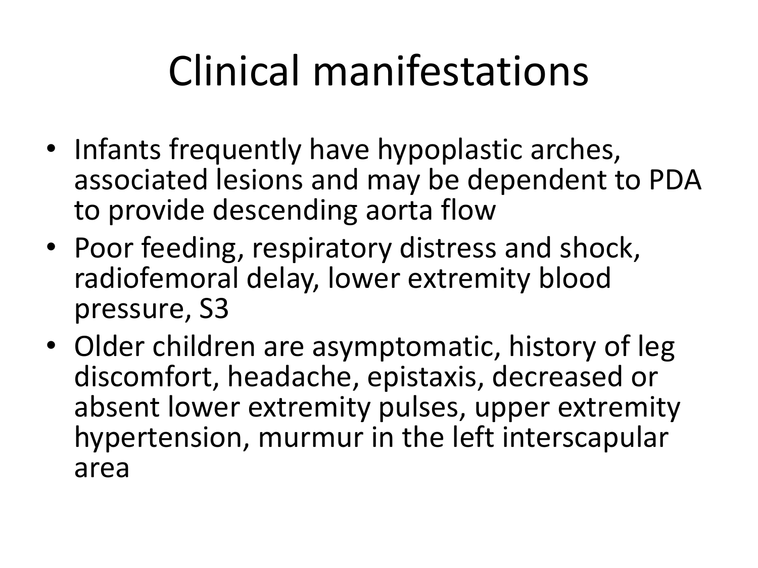# Clinical manifestations

- Infants frequently have hypoplastic arches, associated lesions and may be dependent to PDA to provide descending aorta flow
- Poor feeding, respiratory distress and shock, radiofemoral delay, lower extremity blood pressure, S3
- Older children are asymptomatic, history of leg discomfort, headache, epistaxis, decreased or absent lower extremity pulses, upper extremity hypertension, murmur in the left interscapular area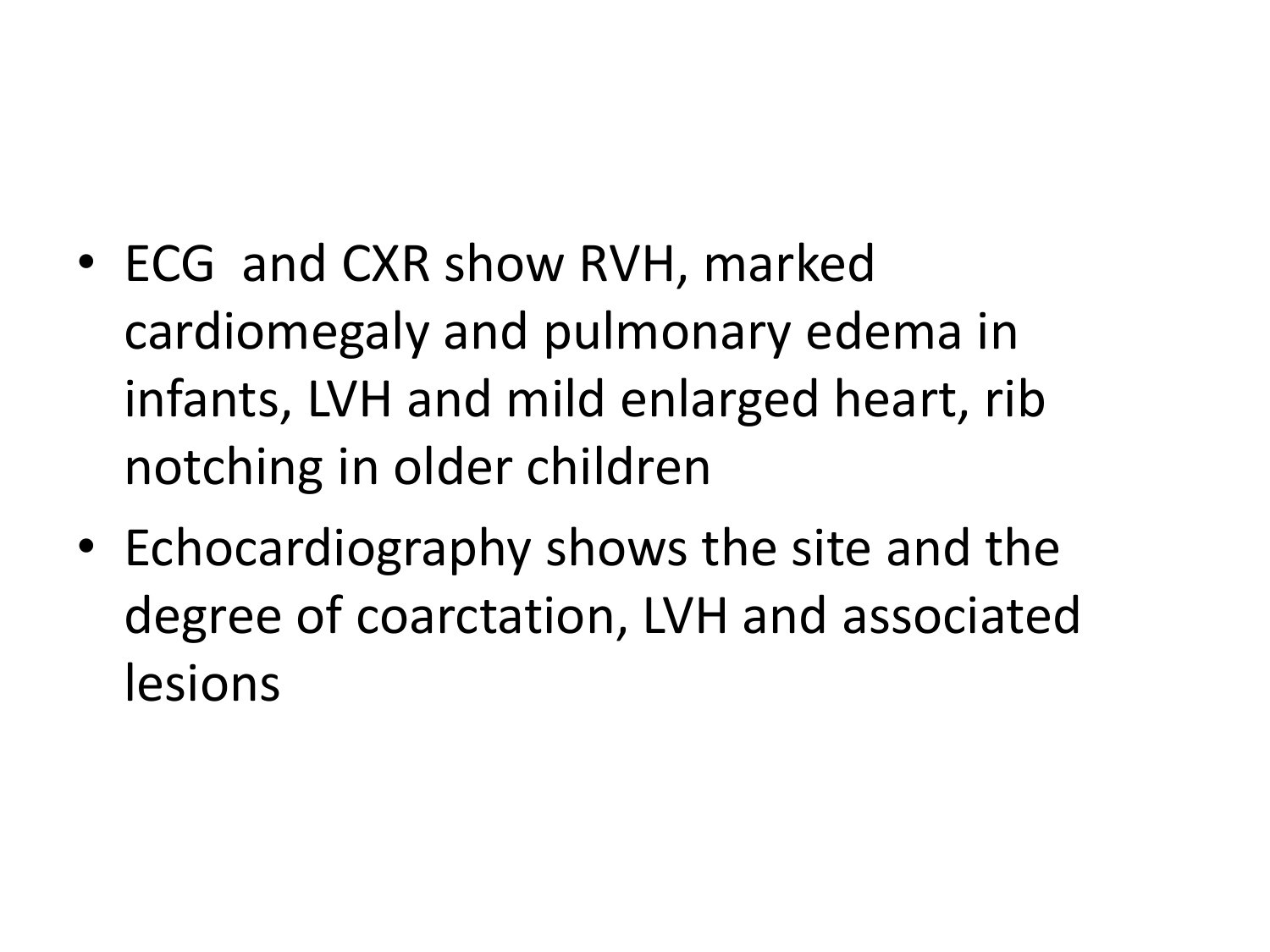- ECG  and CXR show RVH, marked cardiomegaly and pulmonary edema in infants, LVH and mild enlarged heart, rib notching in older children
- Echocardiography shows the site and the degree of coarctation, LVH and associated lesions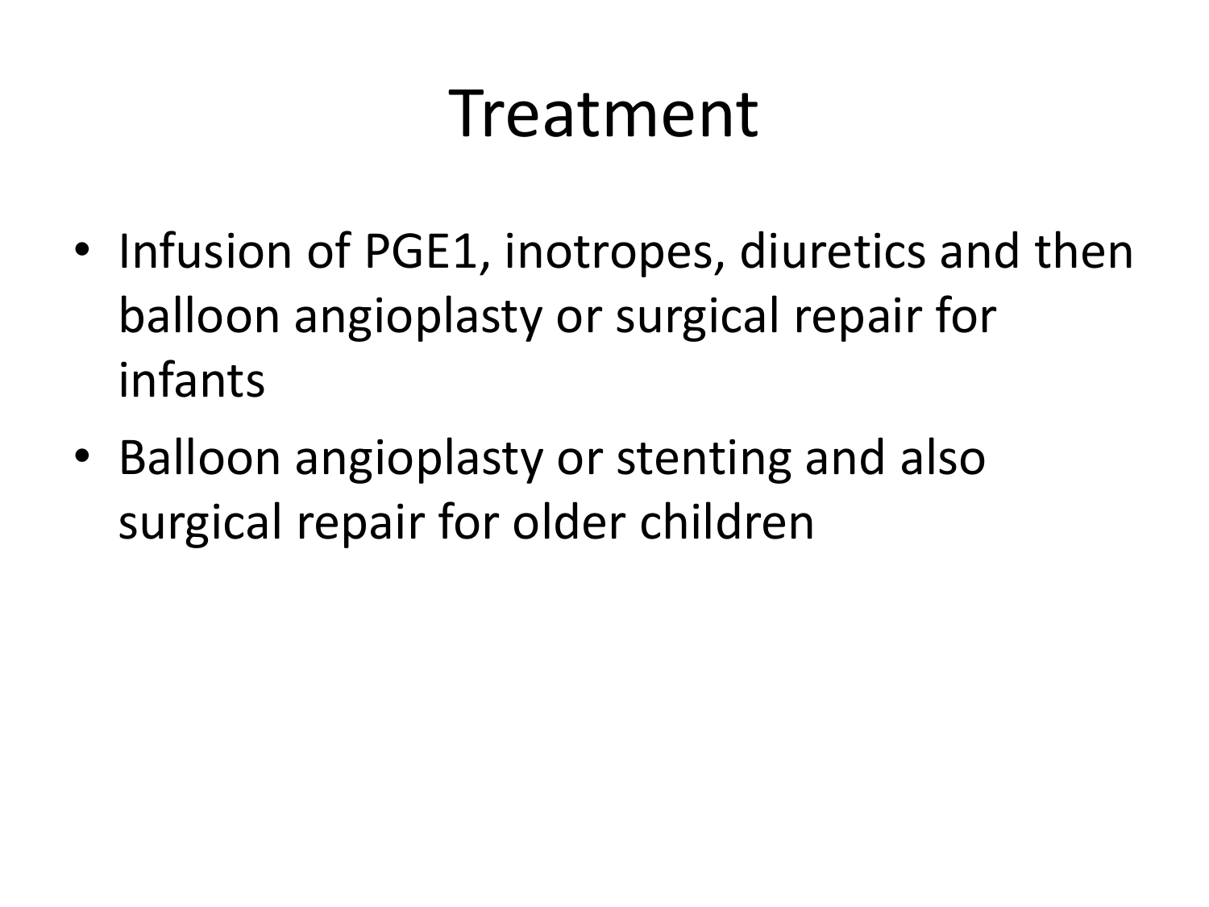# Treatment

- Infusion of PGE1, inotropes, diuretics and then balloon angioplasty or surgical repair for infants
- Balloon angioplasty or stenting and also surgical repair for older children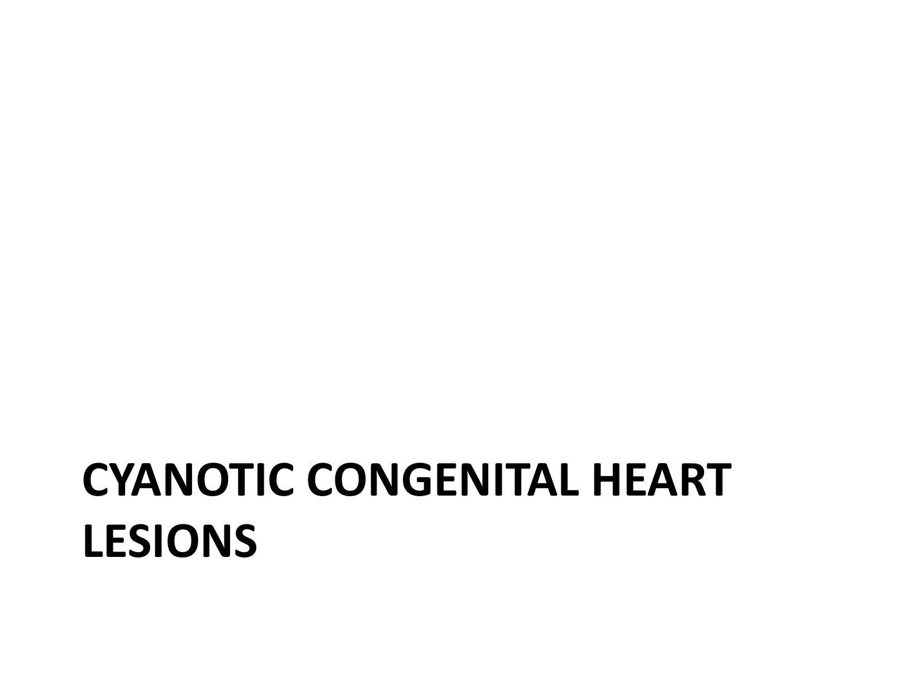# CYANOTIC CONGENITAL HEART LESIONS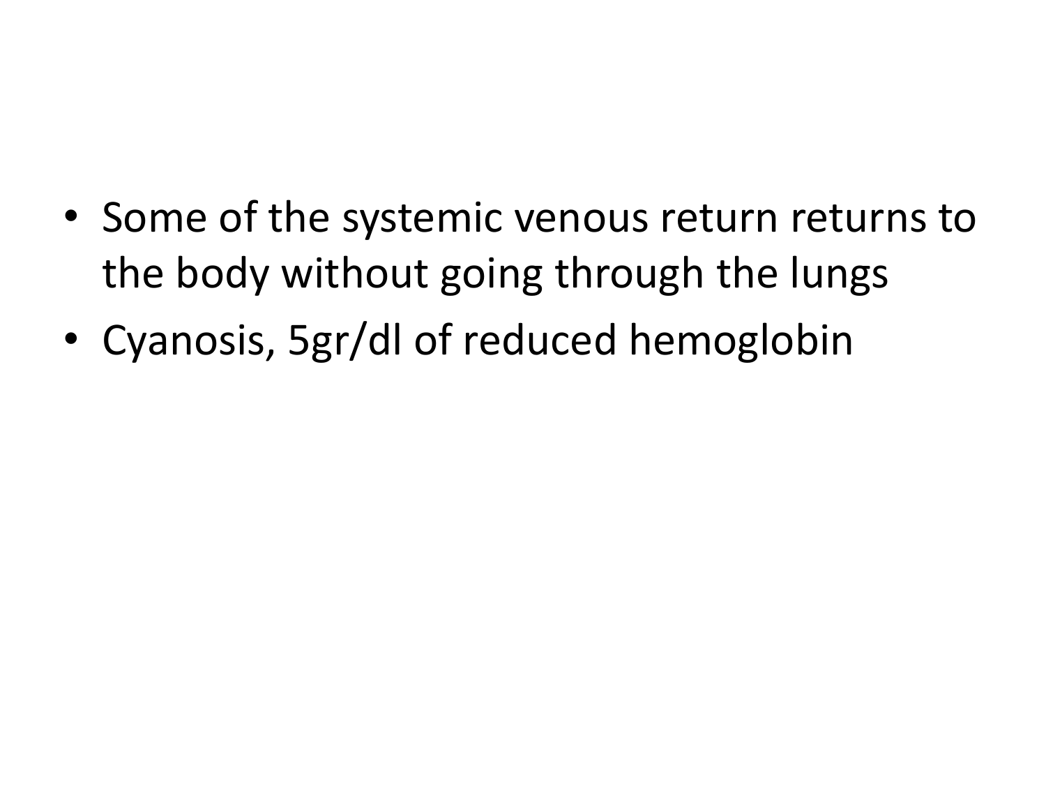- Some of the systemic venous return returns to the body without going through the lungs
- Cyanosis, 5gr/dl of reduced hemoglobin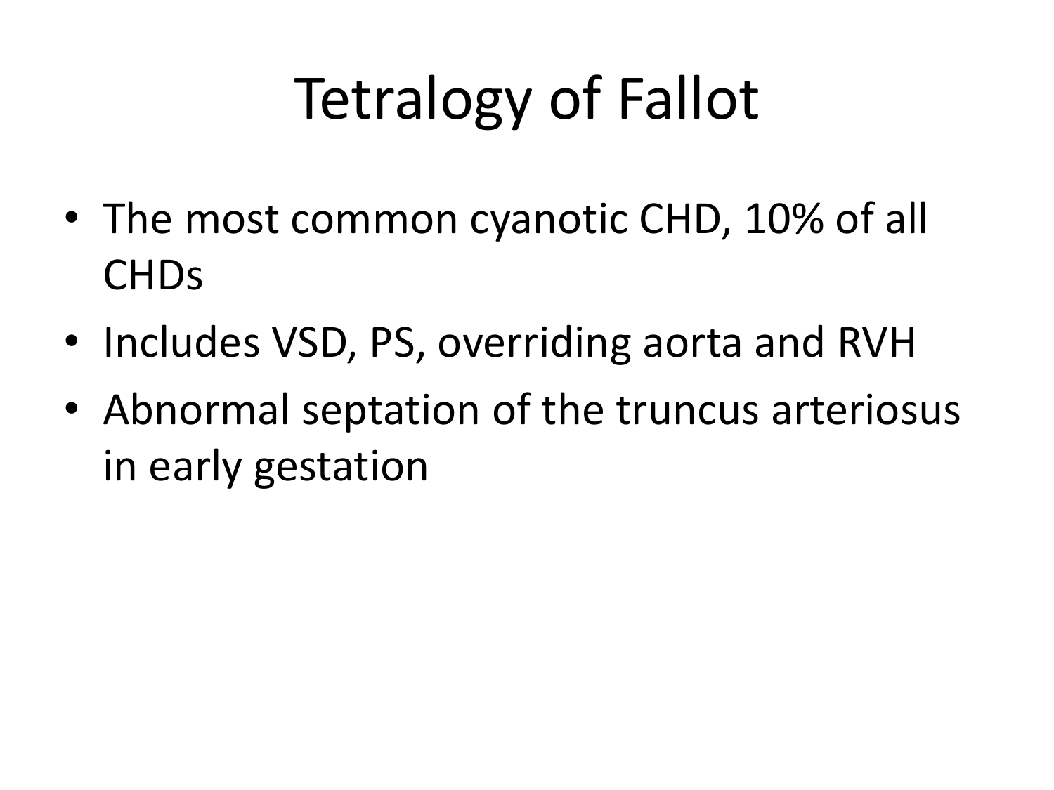# Tetralogy of Fallot

- The most common cyanotic CHD, 10% of all CHDs
- Includes VSD, PS, overriding aorta and RVH
- Abnormal septation of the truncus arteriosus in early gestation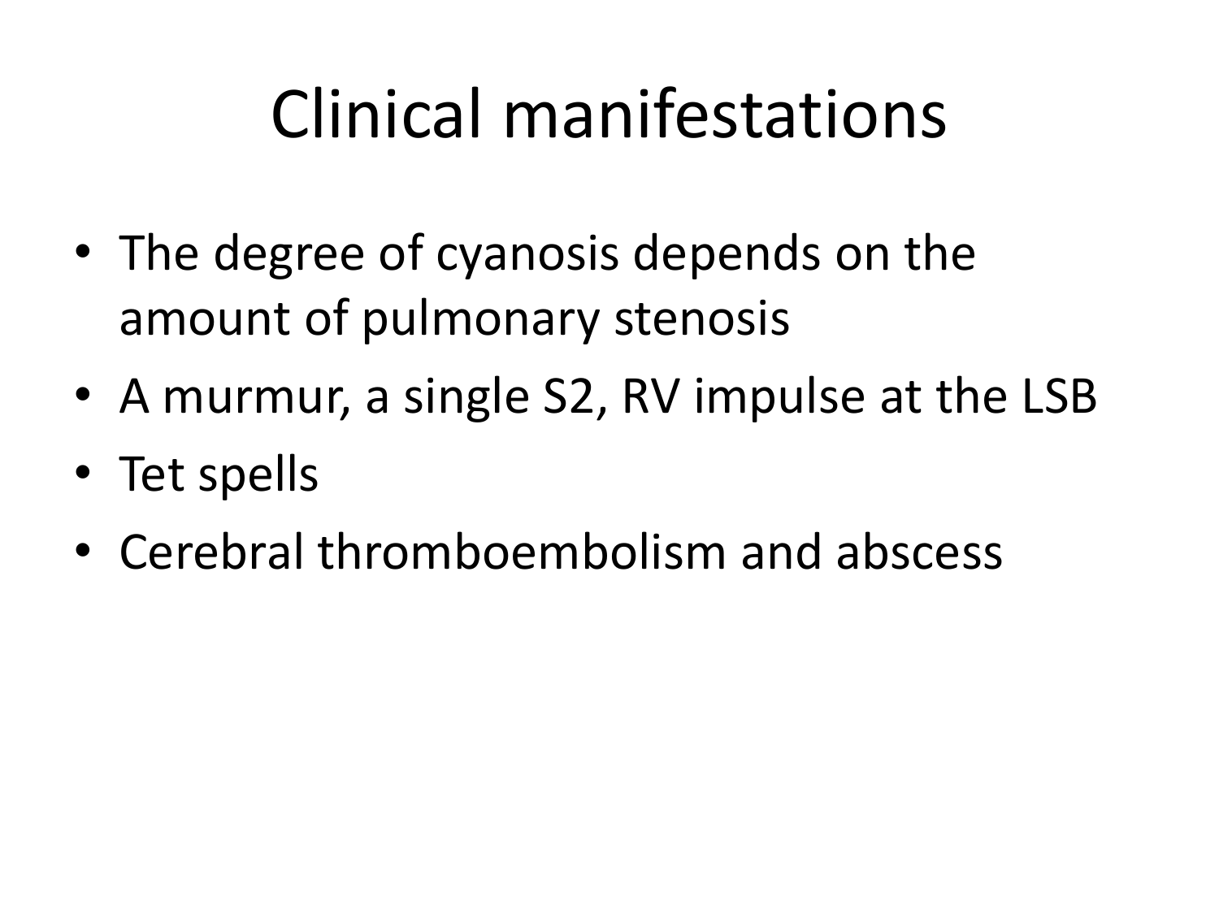# Clinical manifestations

- The degree of cyanosis depends on the amount of pulmonary stenosis
- A murmur, a single S2, RV impulse at the LSB
- Tet spells
- Cerebral thromboembolism and abscess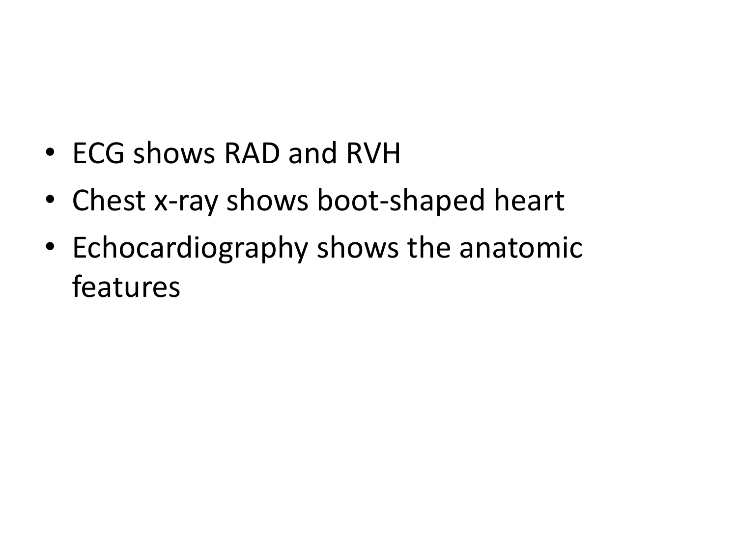- ECG shows RAD and RVH
- Chest x-ray shows boot-shaped heart
- Echocardiography shows the anatomic features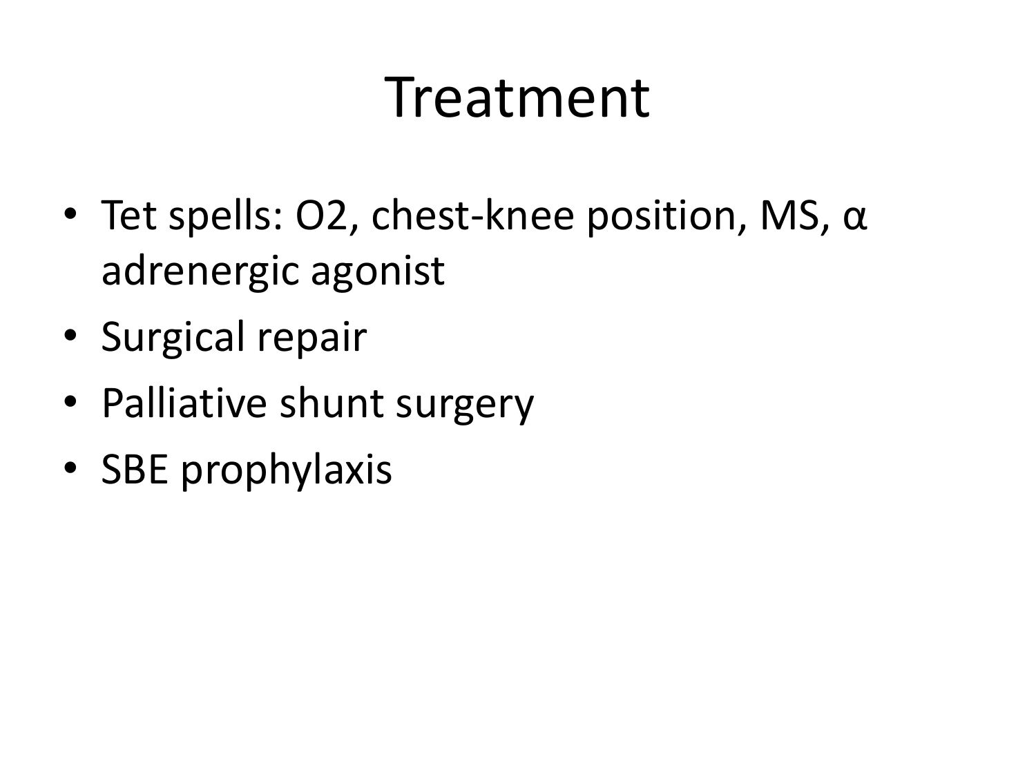# Treatment

- Tet spells: O2, chest-knee position, MS, α adrenergic agonist
- Surgical repair
- Palliative shunt surgery
- SBE prophylaxis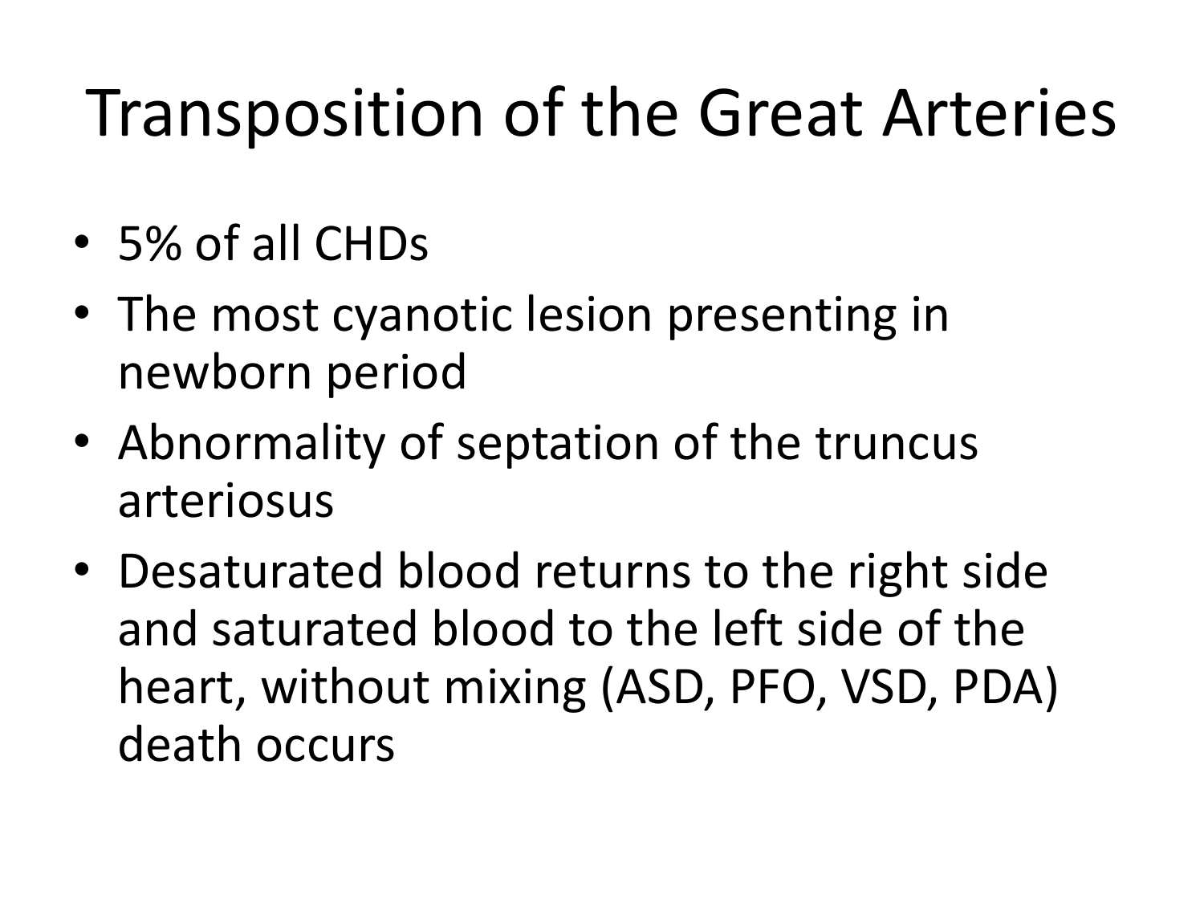# Transposition of the Great Arteries

- 5% of all CHDs
- The most cyanotic lesion presenting in newborn period
- Abnormality of septation of the truncus arteriosus
- Desaturated blood returns to the right side and saturated blood to the left side of the heart, without mixing (ASD, PFO, VSD, PDA) death occurs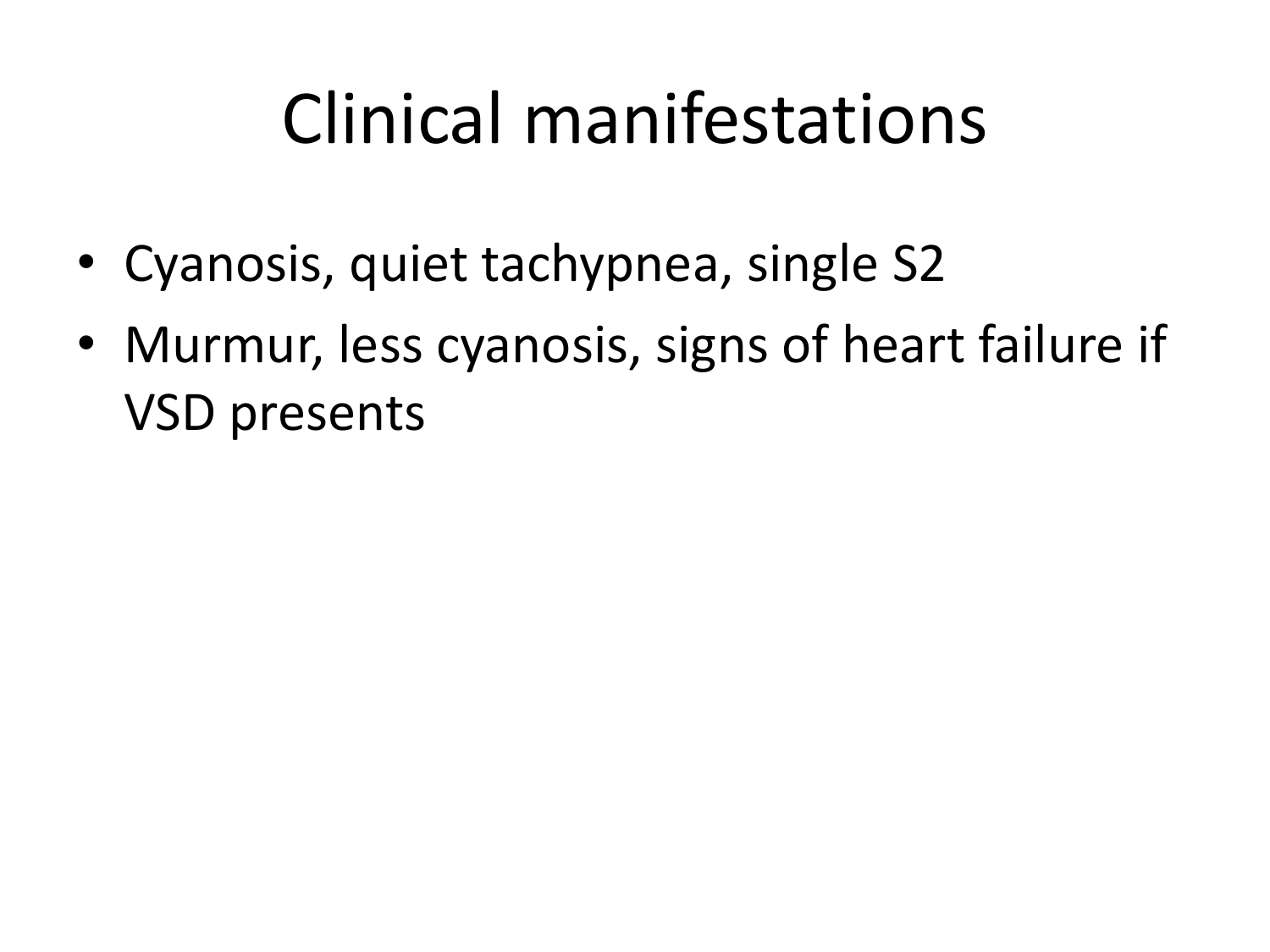# Clinical manifestations

- Cyanosis, quiet tachypnea, single S2
- Murmur, less cyanosis, signs of heart failure if VSD presents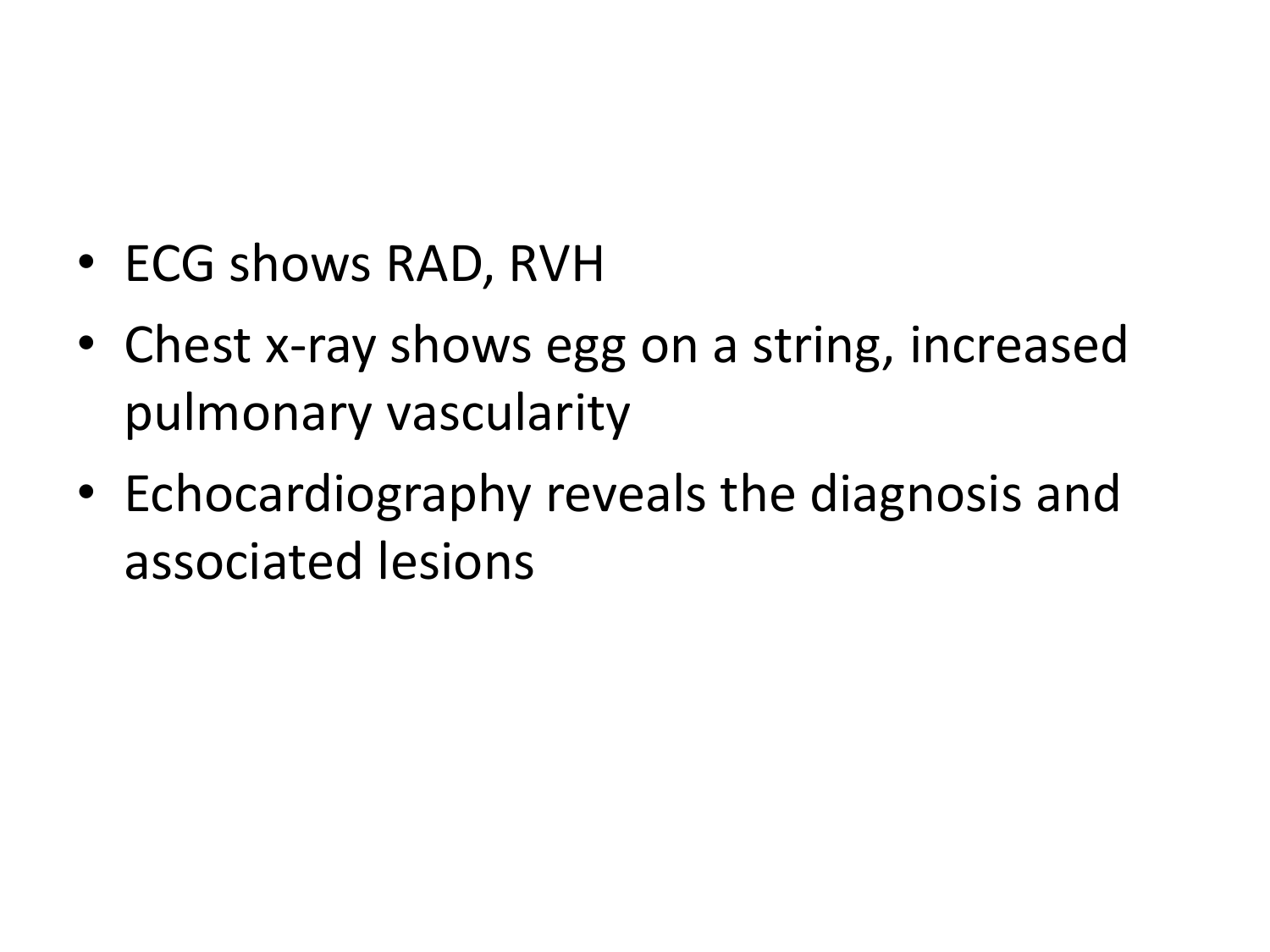- ECG shows RAD, RVH
- Chest x-ray shows egg on a string, increased pulmonary vascularity
- Echocardiography reveals the diagnosis and associated lesions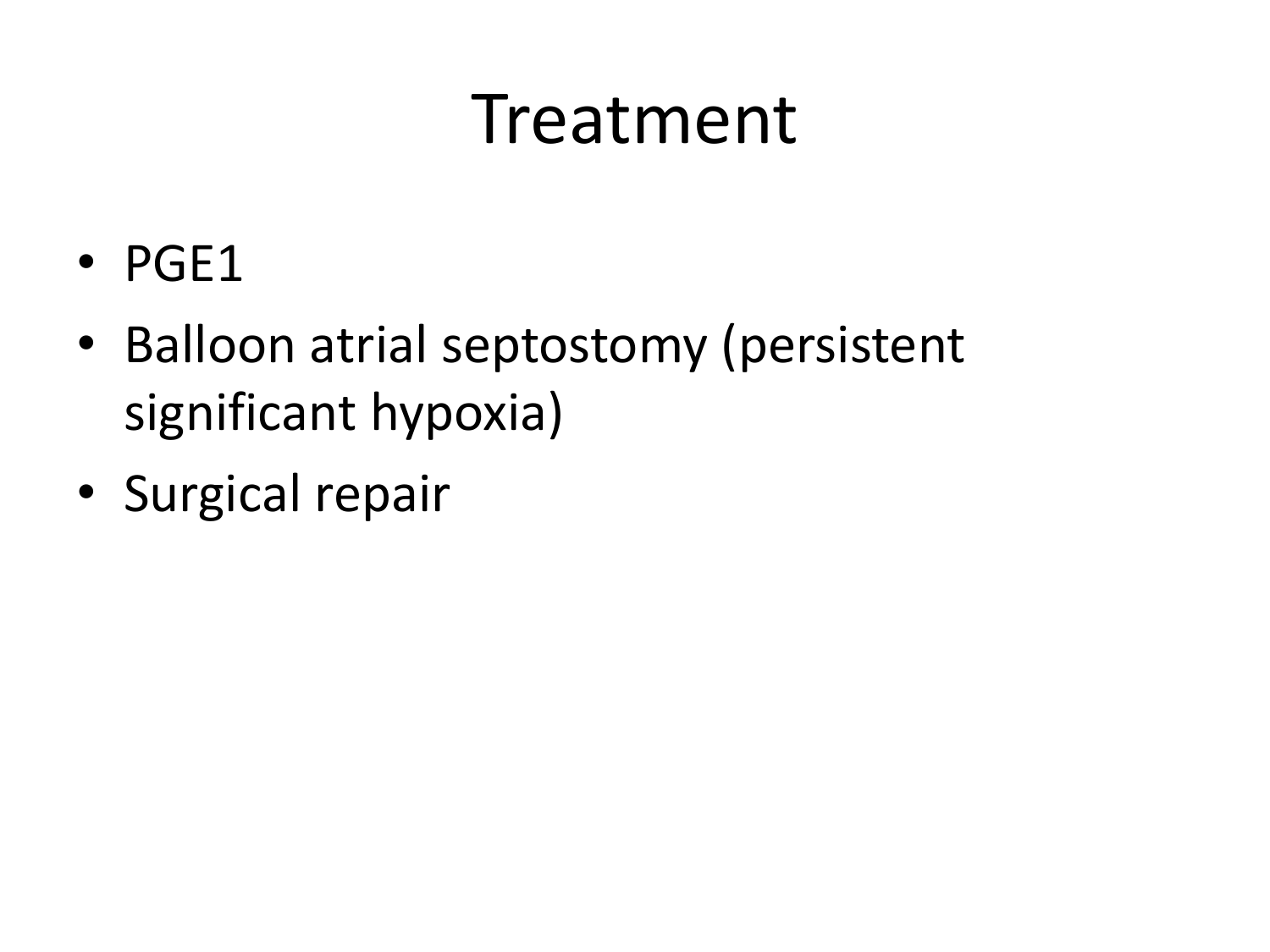# Treatment

- PGE1
- Balloon atrial septostomy (persistent significant hypoxia)
- Surgical repair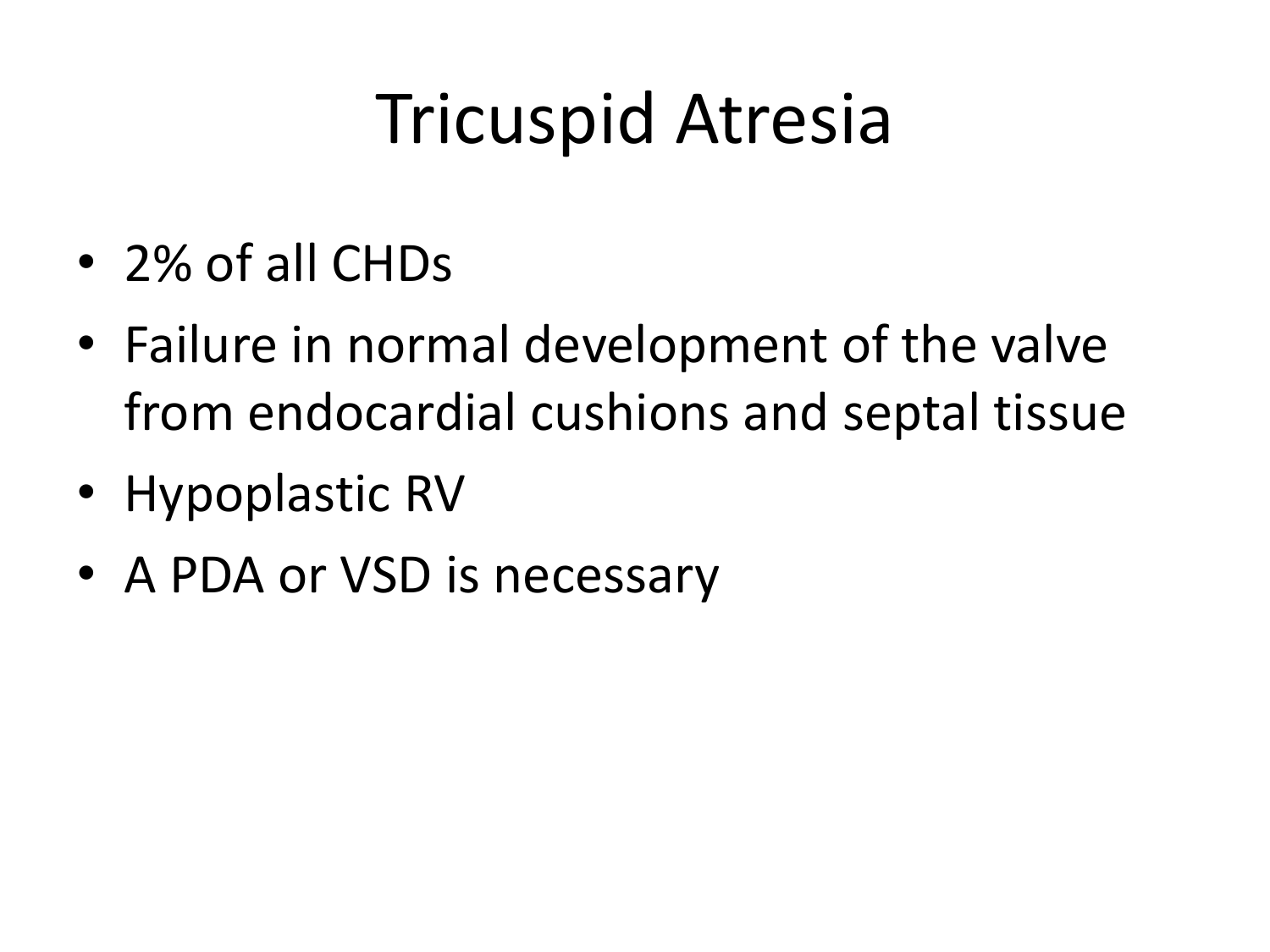# Tricuspid Atresia

- 2% of all CHDs
- Failure in normal development of the valve from endocardial cushions and septal tissue
- Hypoplastic RV
- A PDA or VSD is necessary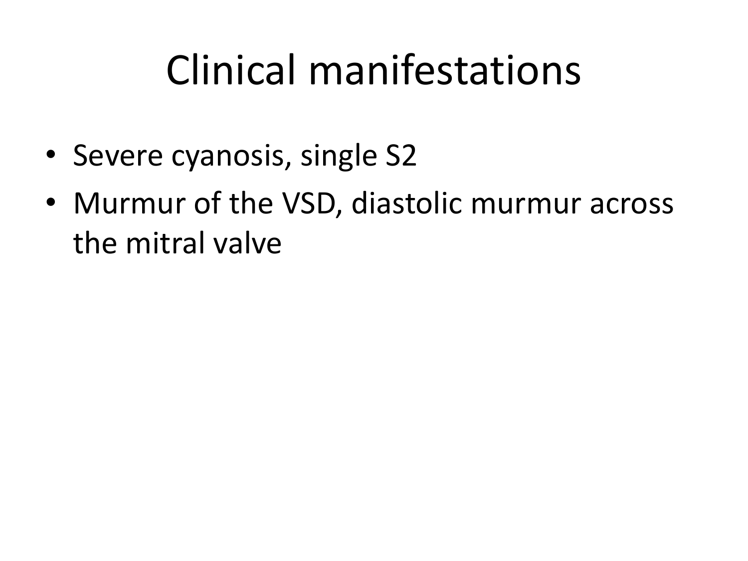# Clinical manifestations

- Severe cyanosis, single S2
- Murmur of the VSD, diastolic murmur across the mitral valve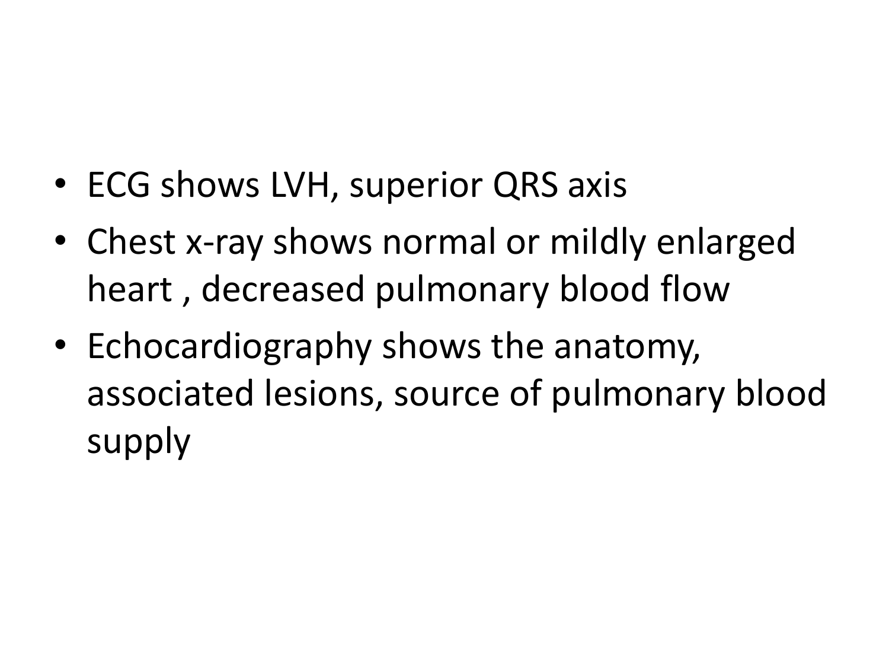- ECG shows LVH, superior QRS axis
- Chest x-ray shows normal or mildly enlarged heart , decreased pulmonary blood flow
- Echocardiography shows the anatomy, associated lesions, source of pulmonary blood supply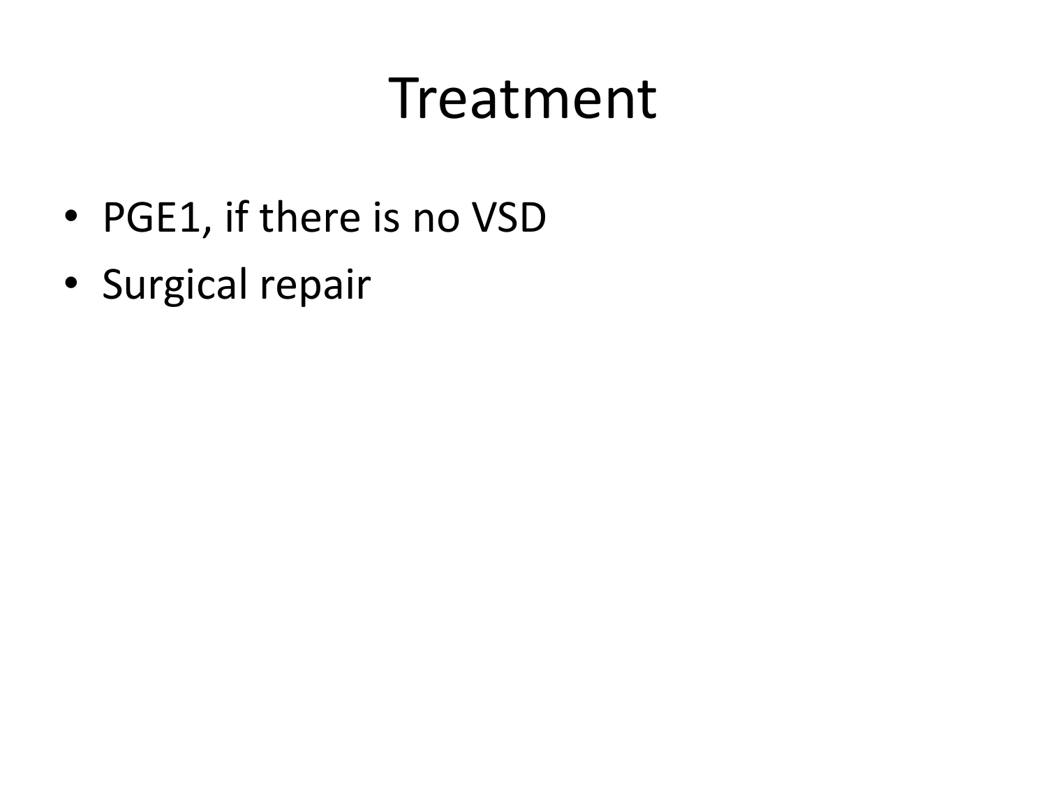# Treatment

- PGE1, if there is no VSD
- Surgical repair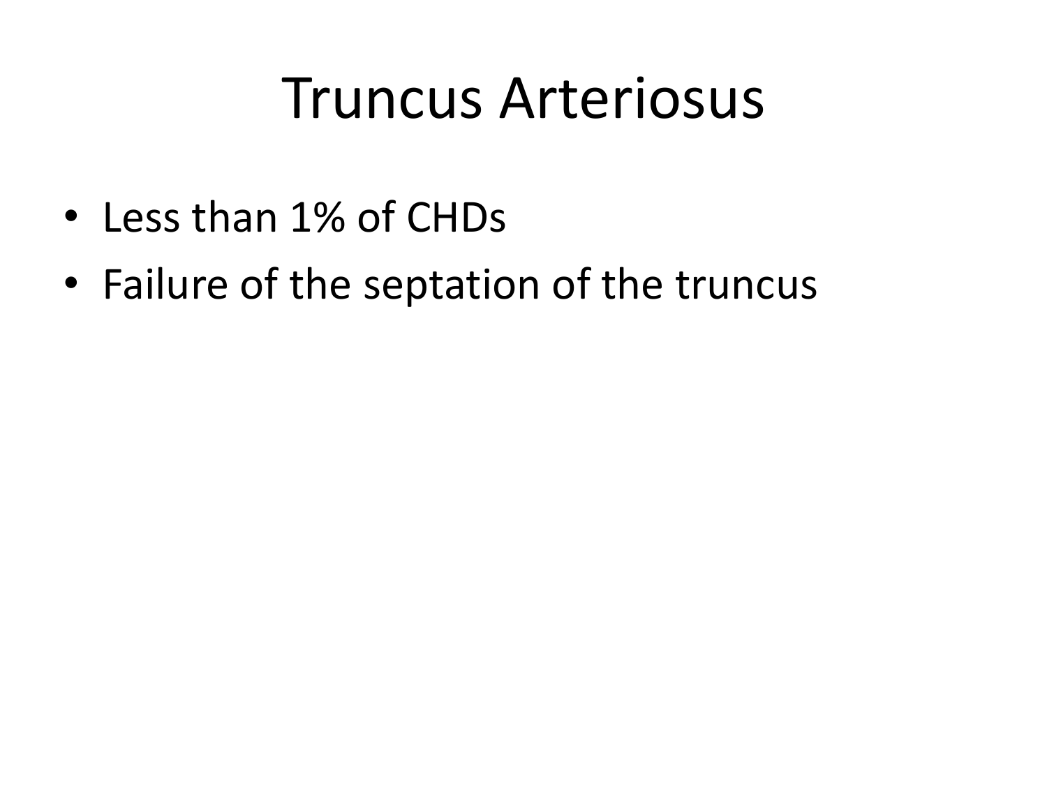# Truncus Arteriosus

- Less than 1% of CHDs
- Failure of the septation of the truncus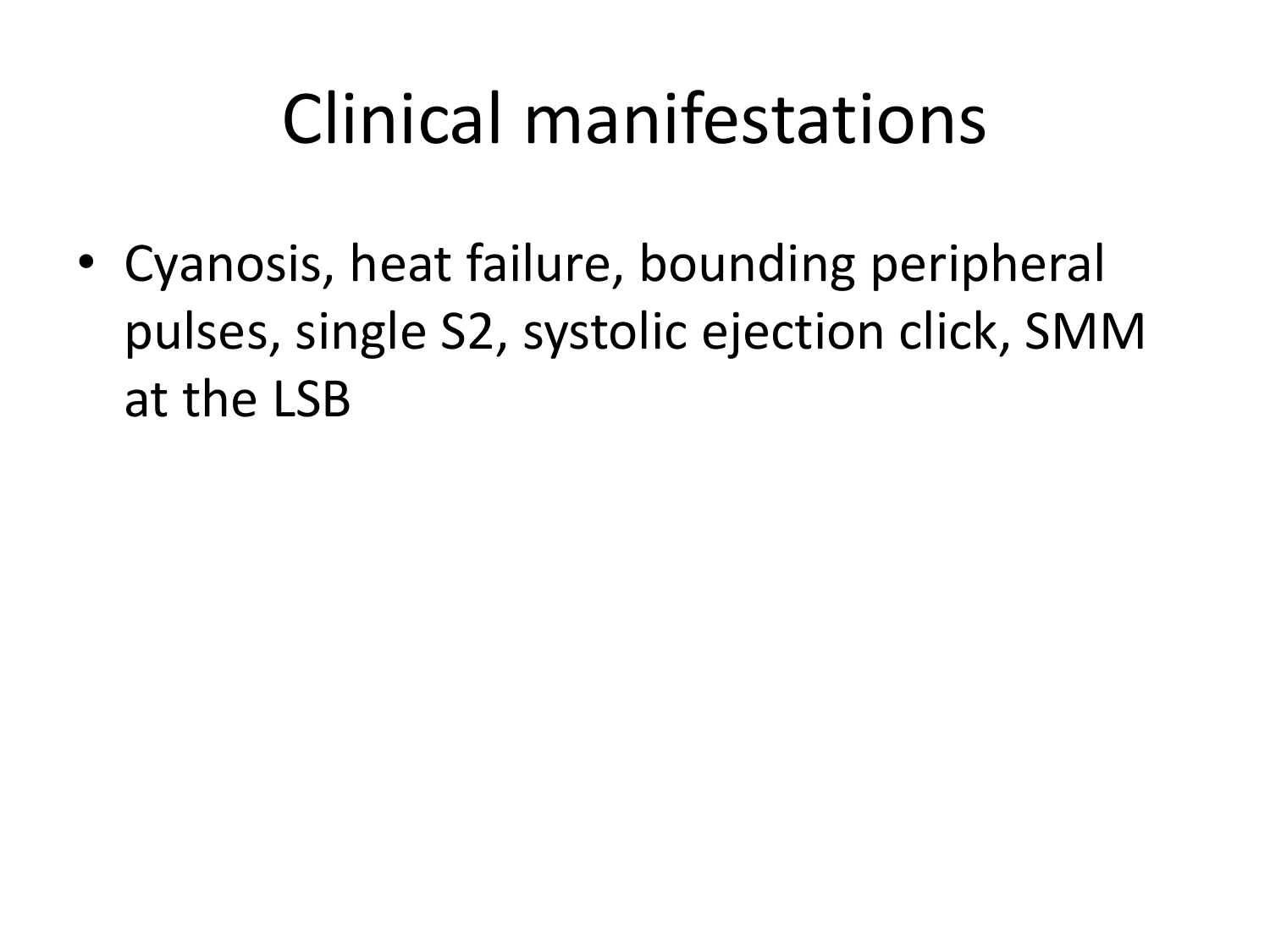# Clinical manifestations

- Cyanosis, heat failure, bounding peripheral pulses, single S2, systolic ejection click, SMM at the LSB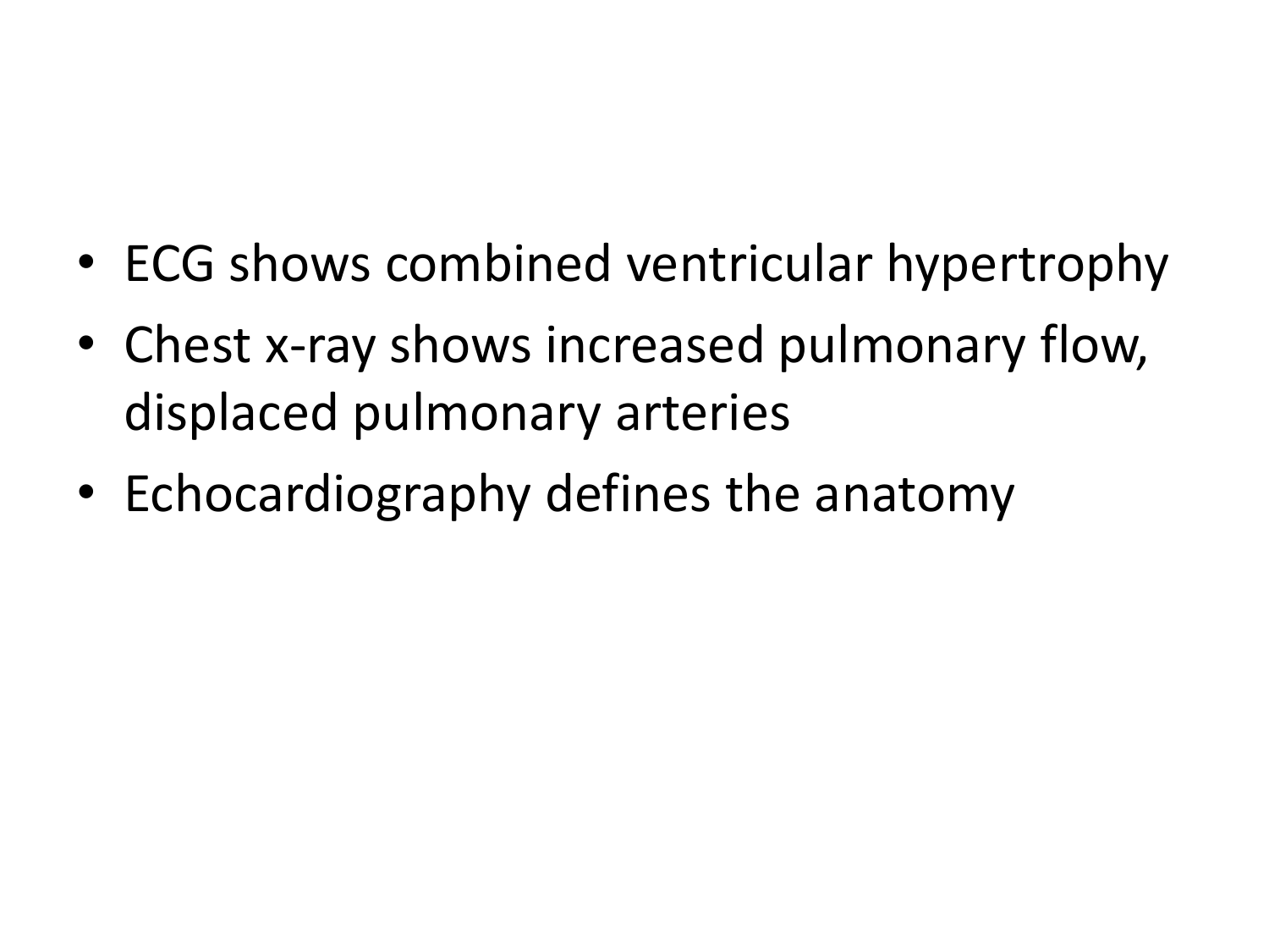- ECG shows combined ventricular hypertrophy
- Chest x-ray shows increased pulmonary flow, displaced pulmonary arteries
- Echocardiography defines the anatomy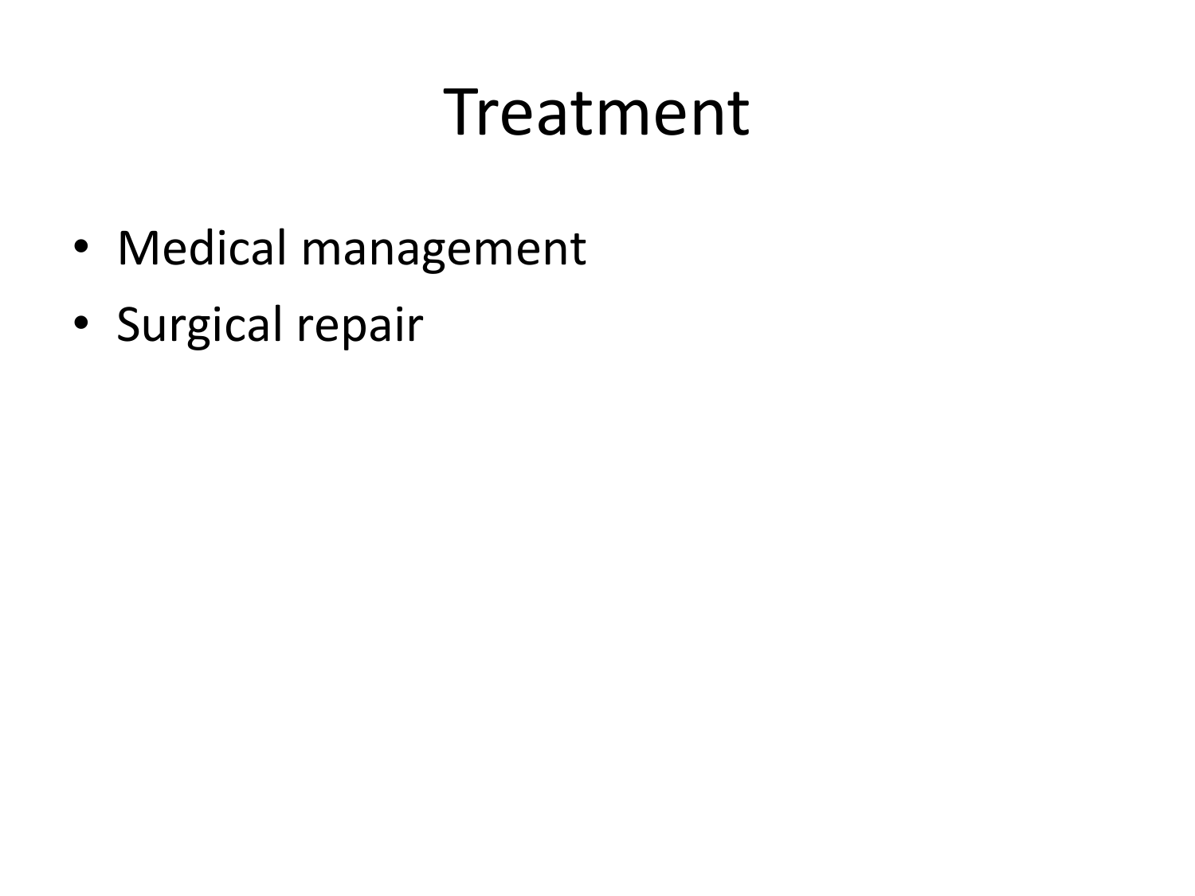# Treatment

- Medical management
- Surgical repair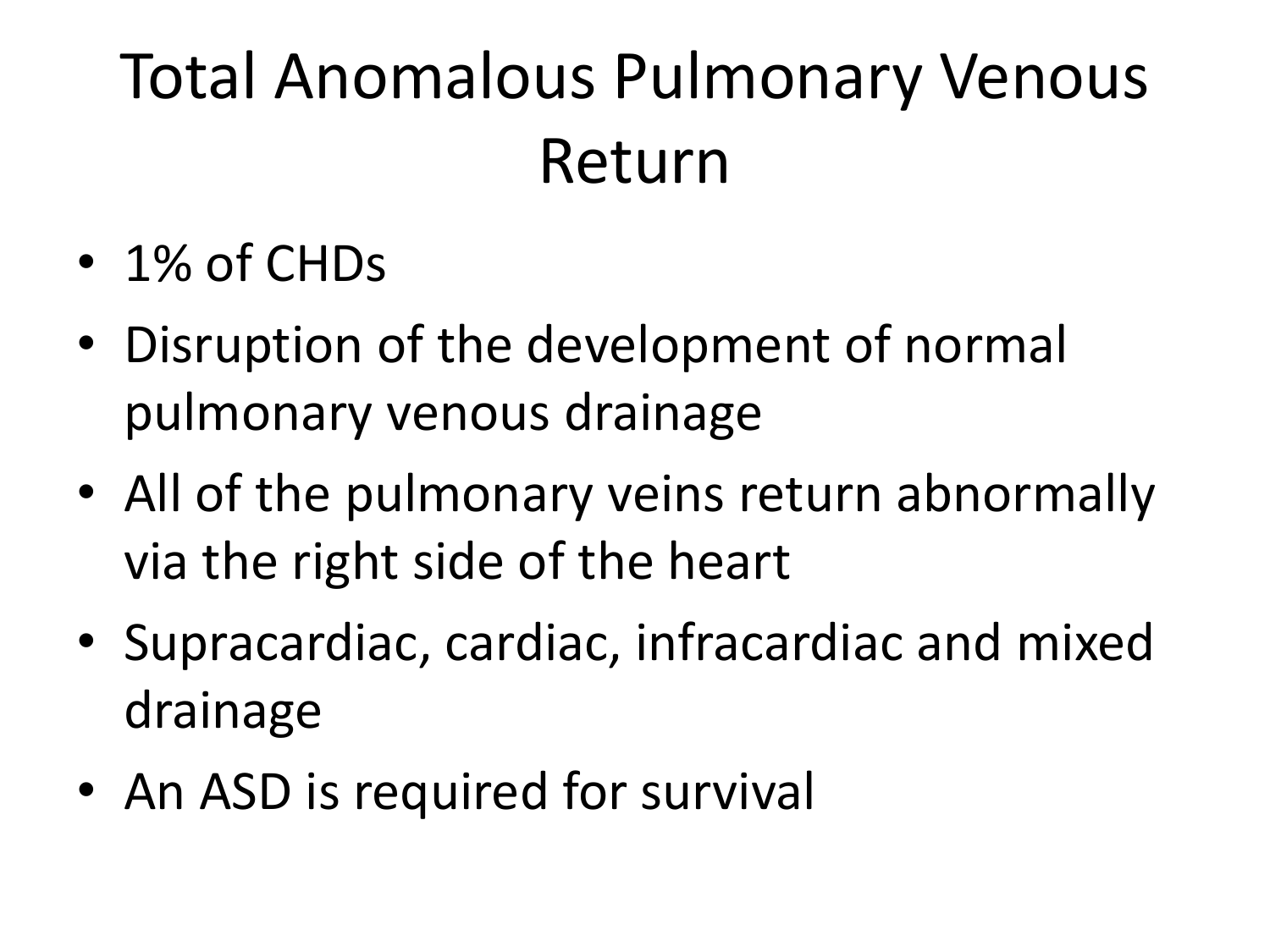# Total Anomalous Pulmonary Venous Return

- 1% of CHDs
- Disruption of the development of normal pulmonary venous drainage
- All of the pulmonary veins return abnormally via the right side of the heart
- Supracardiac, cardiac, infracardiac and mixed drainage
- An ASD is required for survival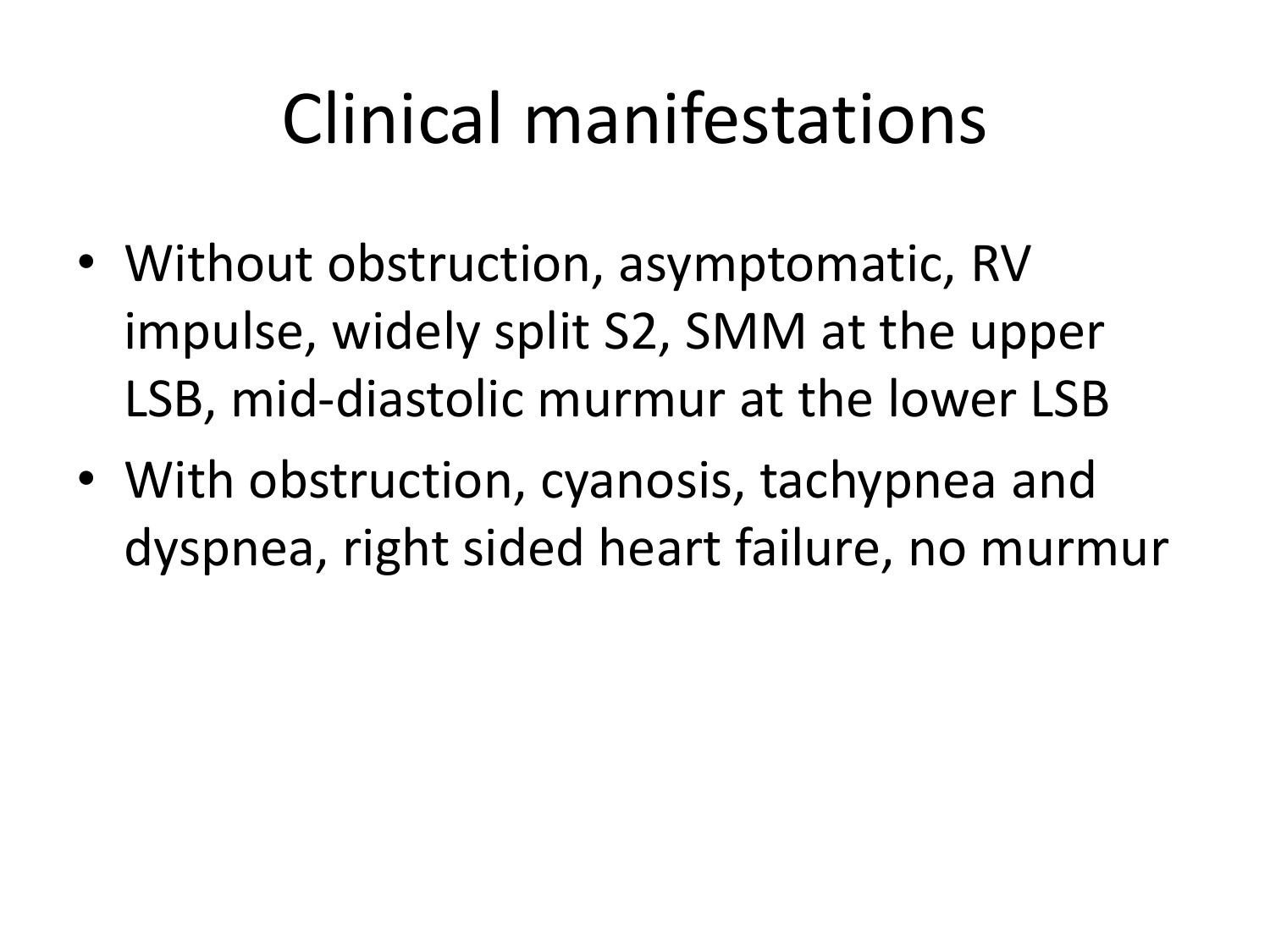# Clinical manifestations

- Without obstruction, asymptomatic, RV impulse, widely split S2, SMM at the upper LSB, mid-diastolic murmur at the lower LSB
- With obstruction, cyanosis, tachypnea and dyspnea, right sided heart failure, no murmur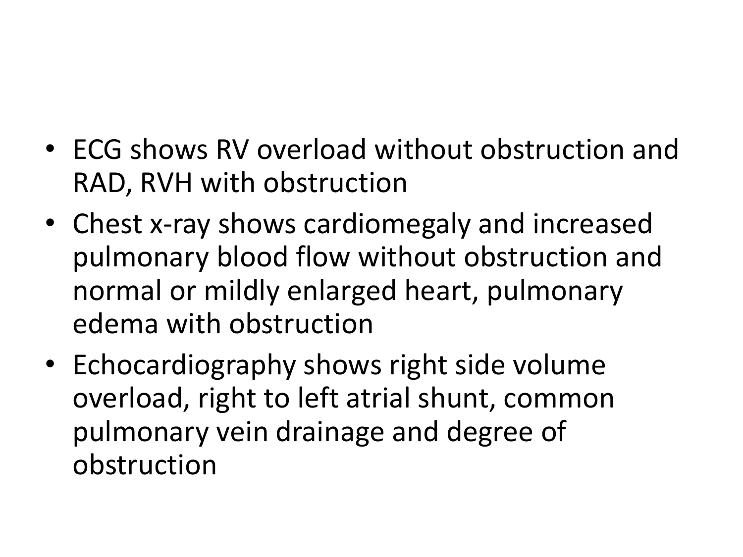- ECG shows RV overload without obstruction and RAD, RVH with obstruction
- Chest x-ray shows cardiomegaly and increased pulmonary blood flow without obstruction and normal or mildly enlarged heart, pulmonary edema with obstruction
- Echocardiography shows right side volume overload, right to left atrial shunt, common pulmonary vein drainage and degree of obstruction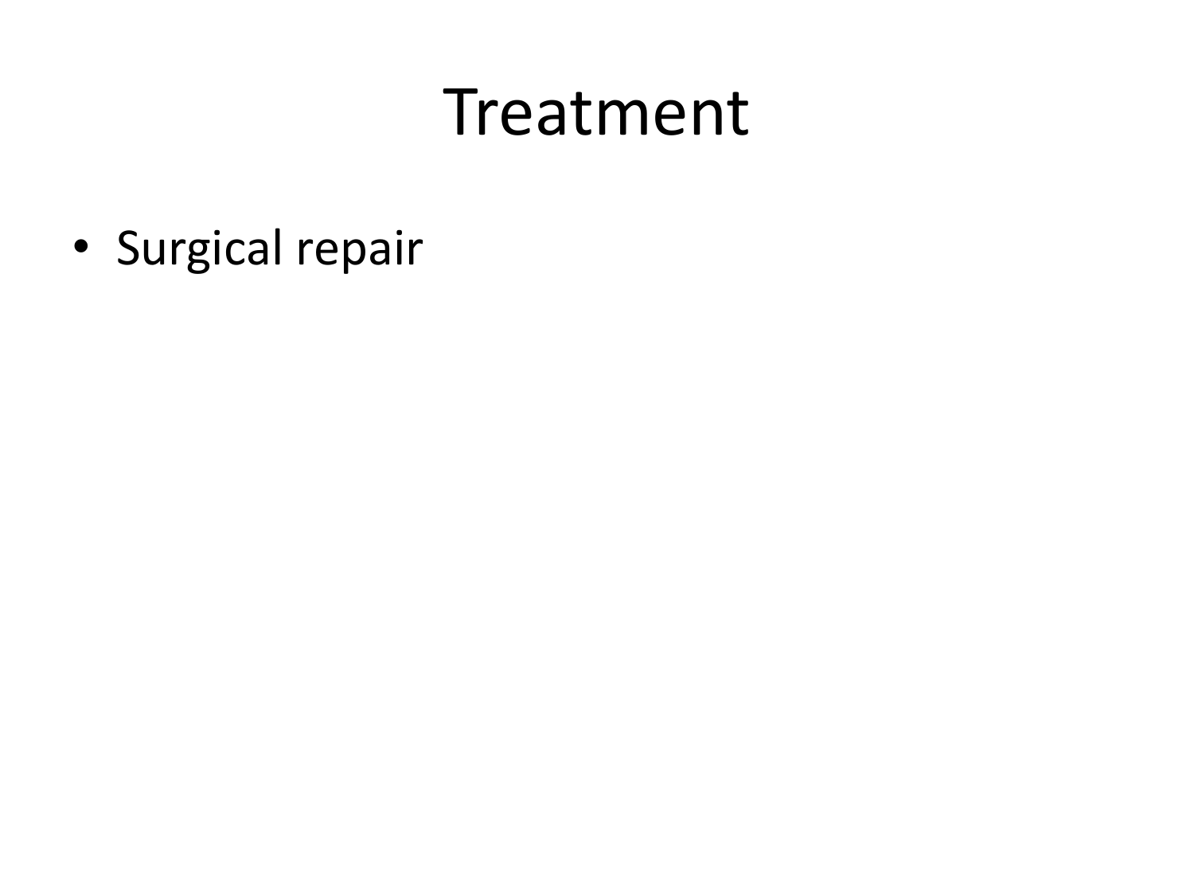# Treatment

- Surgical repair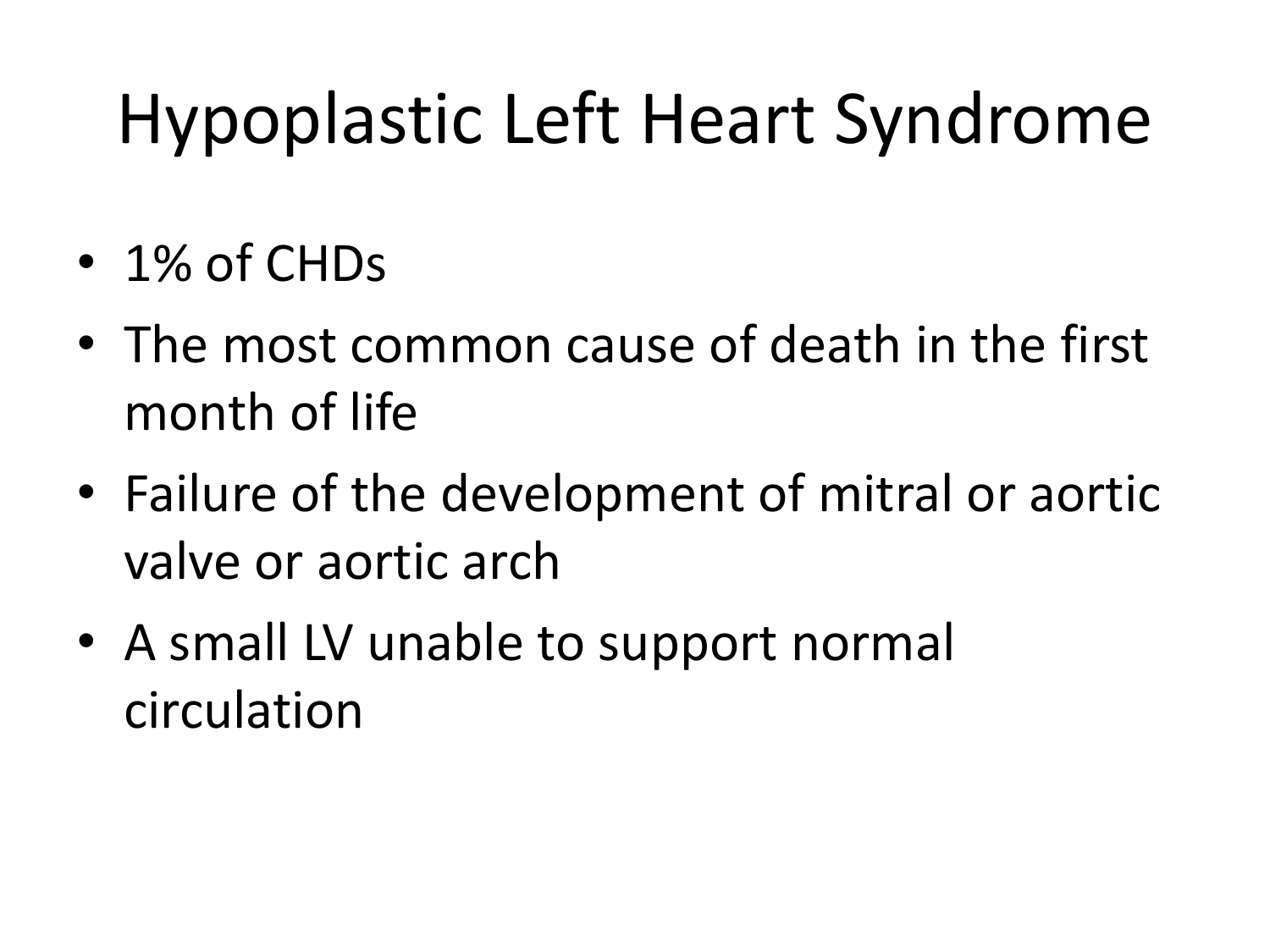# Hypoplastic Left Heart Syndrome

- 1% of CHDs
- The most common cause of death in the first month of life
- Failure of the development of mitral or aortic valve or aortic arch
- A small LV unable to support normal circulation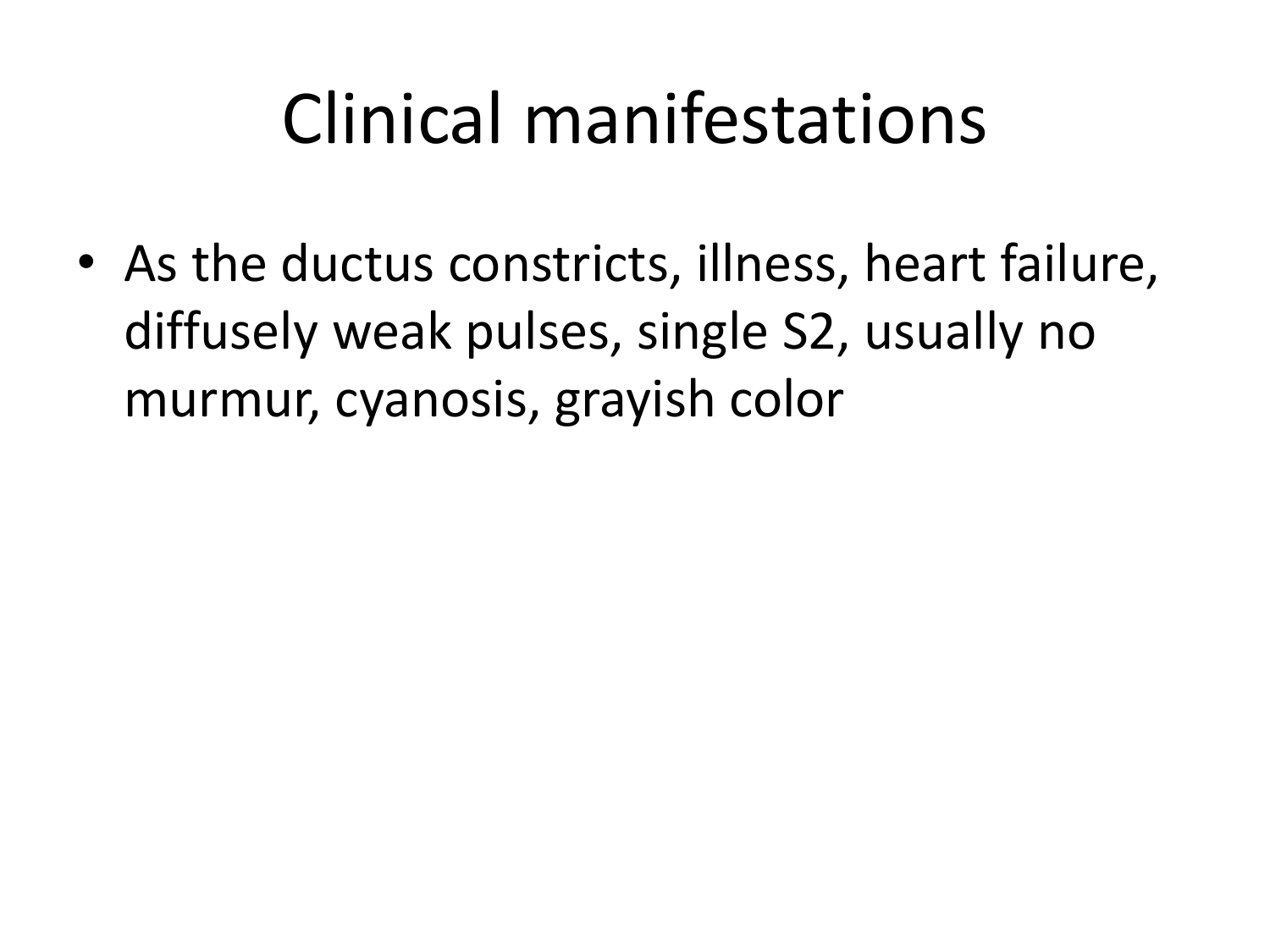# Clinical manifestations

- As the ductus constricts, illness, heart failure, diffusely weak pulses, single S2, usually no murmur, cyanosis, grayish color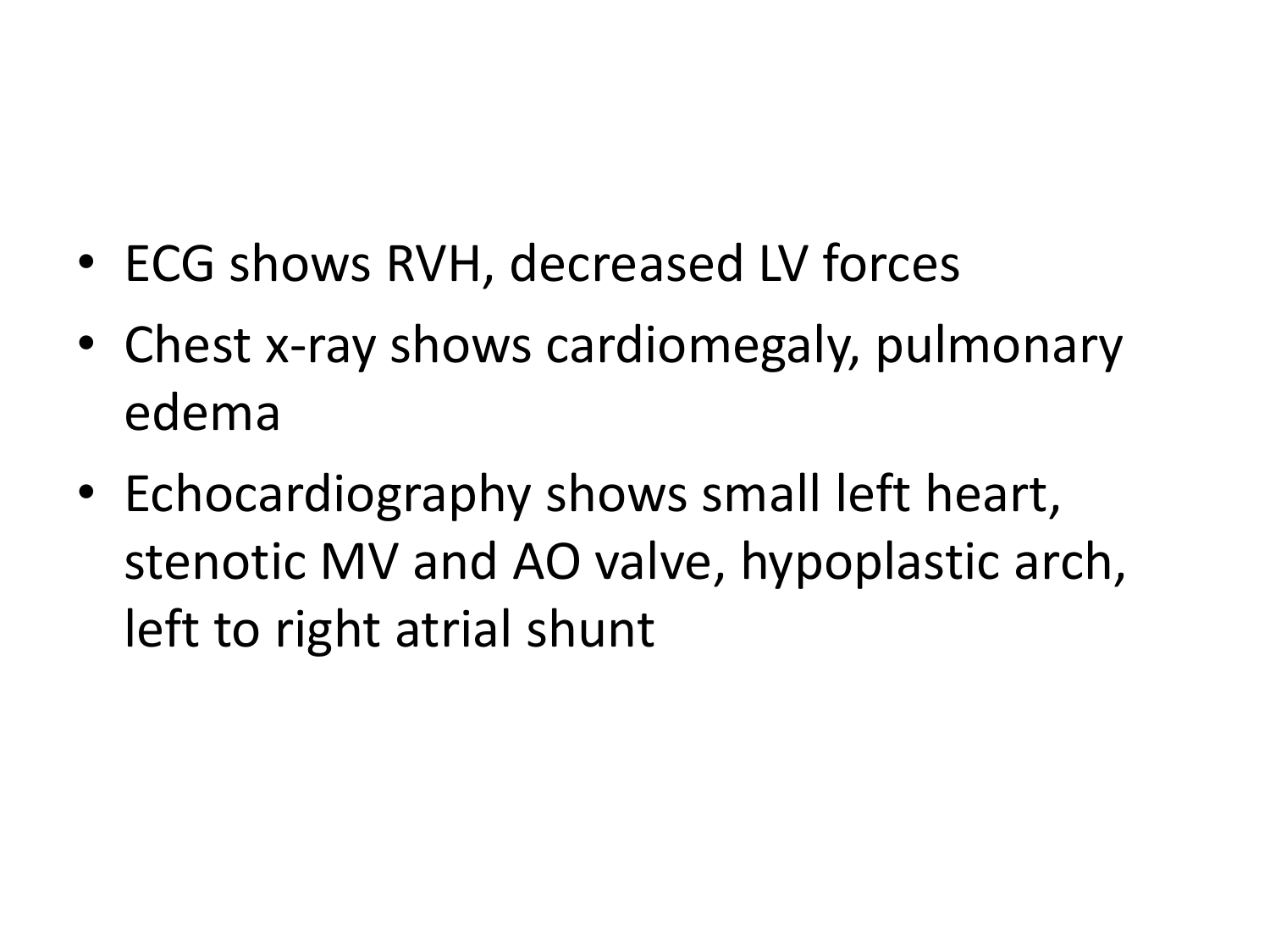- ECG shows RVH, decreased LV forces
- Chest x-ray shows cardiomegaly, pulmonary edema
- Echocardiography shows small left heart, stenotic MV and AO valve, hypoplastic arch, left to right atrial shunt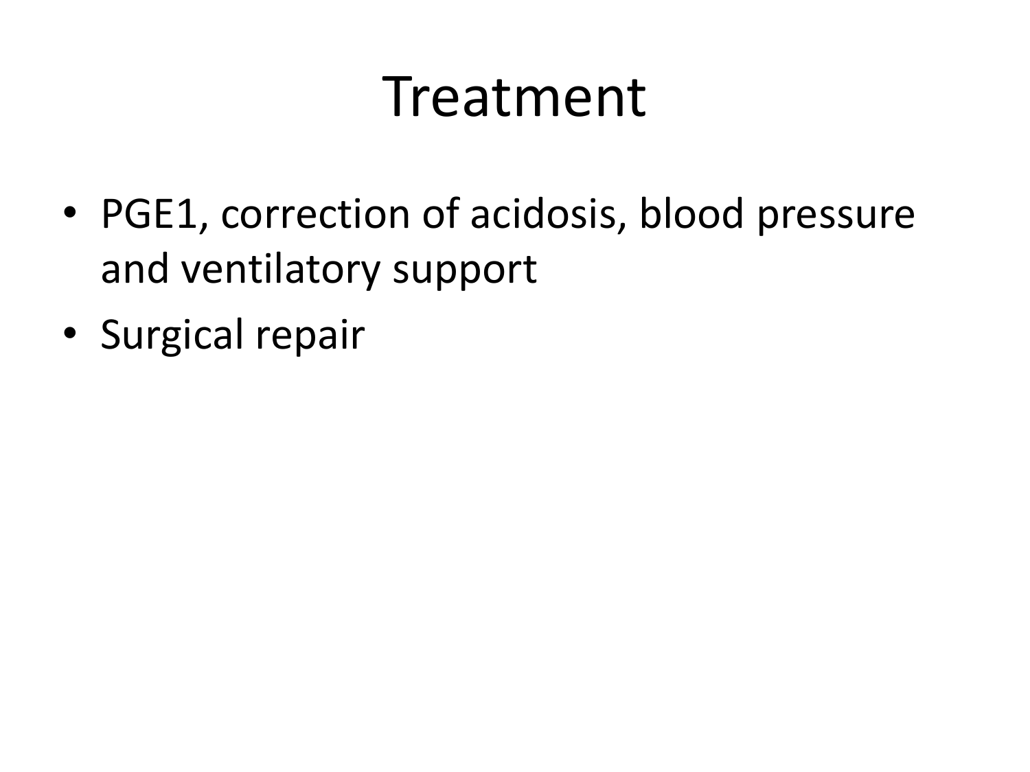# Treatment

- PGE1, correction of acidosis, blood pressure and ventilatory support
- Surgical repair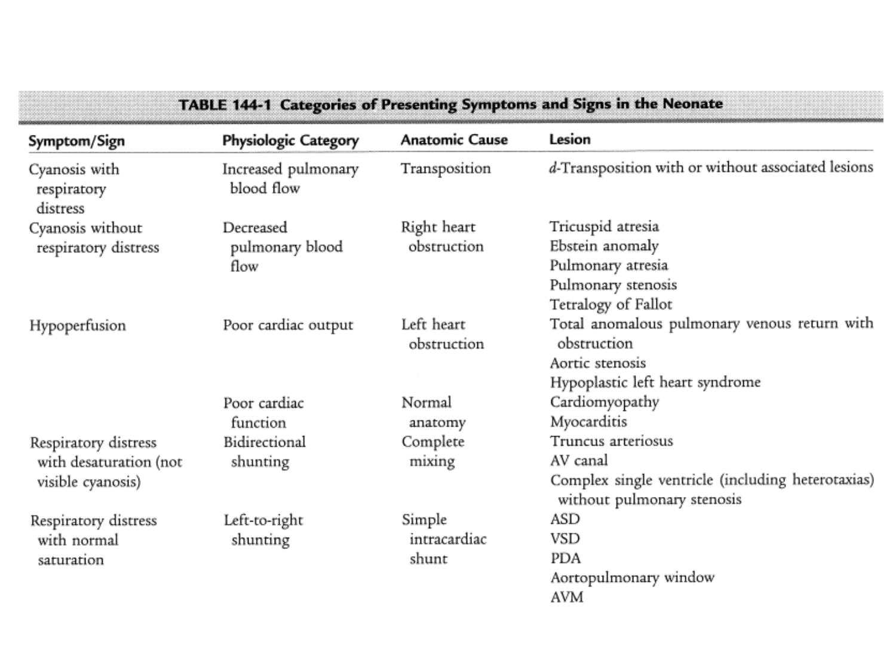**TABLE 144-1 Categories of Presenting Symptoms and Signs in the Neonate**

| Symptom/Sign | Physiologic Category | Anatomic Cause | Lesion |
| --- | --- | --- | --- |
| Cyanosis with respiratory distress | Increased pulmonary blood flow | Transposition | *d*-Transposition with or without associated lesions |
| Cyanosis without respiratory distress | Decreased pulmonary blood flow | Right heart obstruction | Tricuspid atresia<br>Ebstein anomaly<br>Pulmonary atresia<br>Pulmonary stenosis<br>Tetralogy of Fallot |
| Hypoperfusion | Poor cardiac output | Left heart obstruction | Total anomalous pulmonary venous return with obstruction<br>Aortic stenosis<br>Hypoplastic left heart syndrome |
| | Poor cardiac function | Normal anatomy | Cardiomyopathy<br>Myocarditis |
| Respiratory distress with desaturation (not visible cyanosis) | Bidirectional shunting | Complete mixing | Truncus arteriosus<br>AV canal<br>Complex single ventricle (including heterotaxias) without pulmonary stenosis |
| Respiratory distress with normal saturation | Left-to-right shunting | Simple intracardiac shunt | ASD<br>VSD<br>PDA<br>Aortopulmonary window<br>AVM |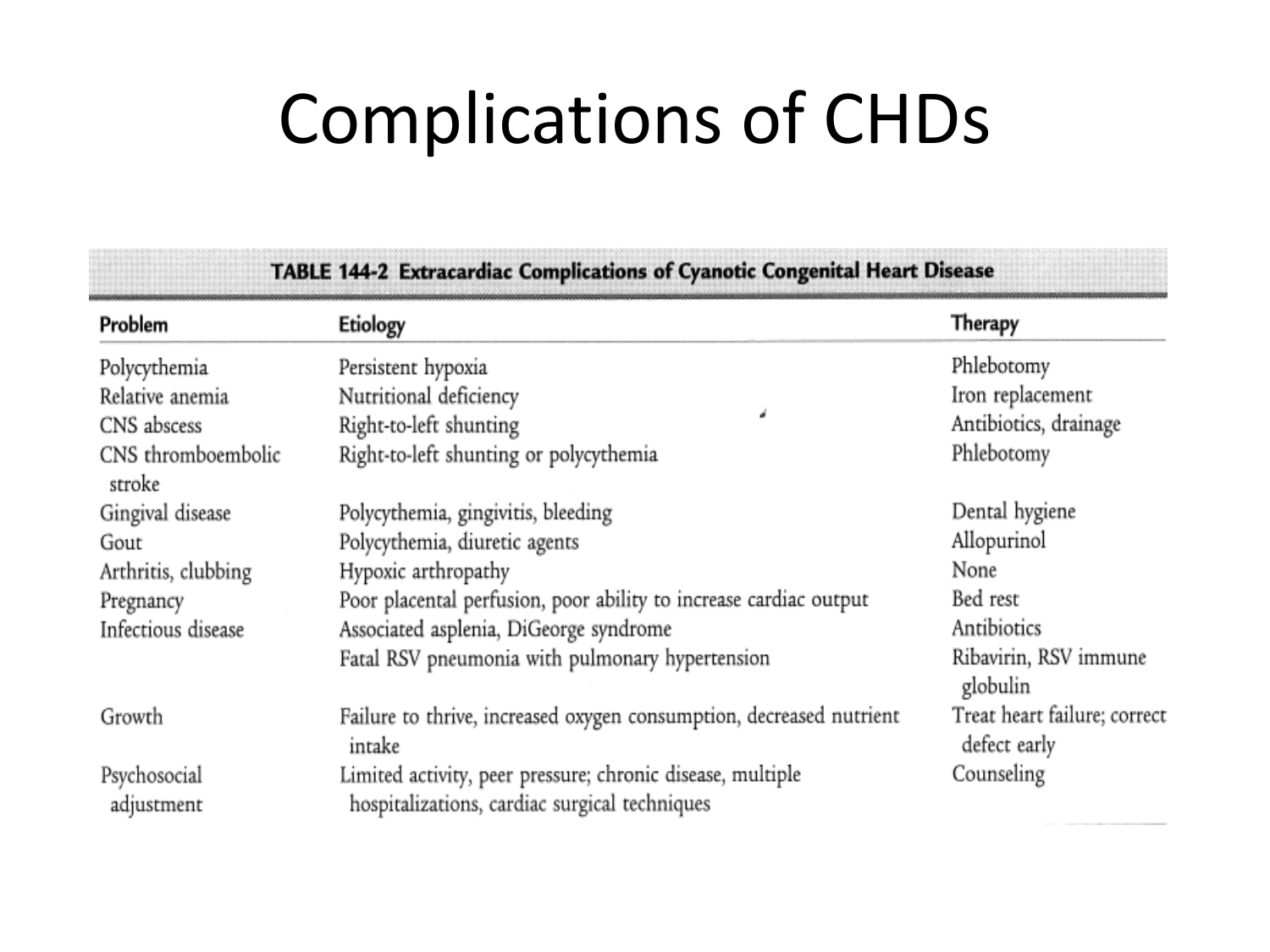# Complications of CHDs

**TABLE 144-2 Extracardiac Complications of Cyanotic Congenital Heart Disease**

| Problem | Etiology | Therapy |
|---|---|---|
| Polycythemia | Persistent hypoxia | Phlebotomy |
| Relative anemia | Nutritional deficiency | Iron replacement |
| CNS abscess | Right-to-left shunting | Antibiotics, drainage |
| CNS thromboembolic stroke | Right-to-left shunting or polycythemia | Phlebotomy |
| Gingival disease | Polycythemia, gingivitis, bleeding | Dental hygiene |
| Gout | Polycythemia, diuretic agents | Allopurinol |
| Arthritis, clubbing | Hypoxic arthropathy | None |
| Pregnancy | Poor placental perfusion, poor ability to increase cardiac output | Bed rest |
| Infectious disease | Associated asplenia, DiGeorge syndrome | Antibiotics |
| | Fatal RSV pneumonia with pulmonary hypertension | Ribavirin, RSV immune globulin |
| Growth | Failure to thrive, increased oxygen consumption, decreased nutrient intake | Treat heart failure; correct defect early |
| Psychosocial adjustment | Limited activity, peer pressure; chronic disease, multiple hospitalizations, cardiac surgical techniques | Counseling |